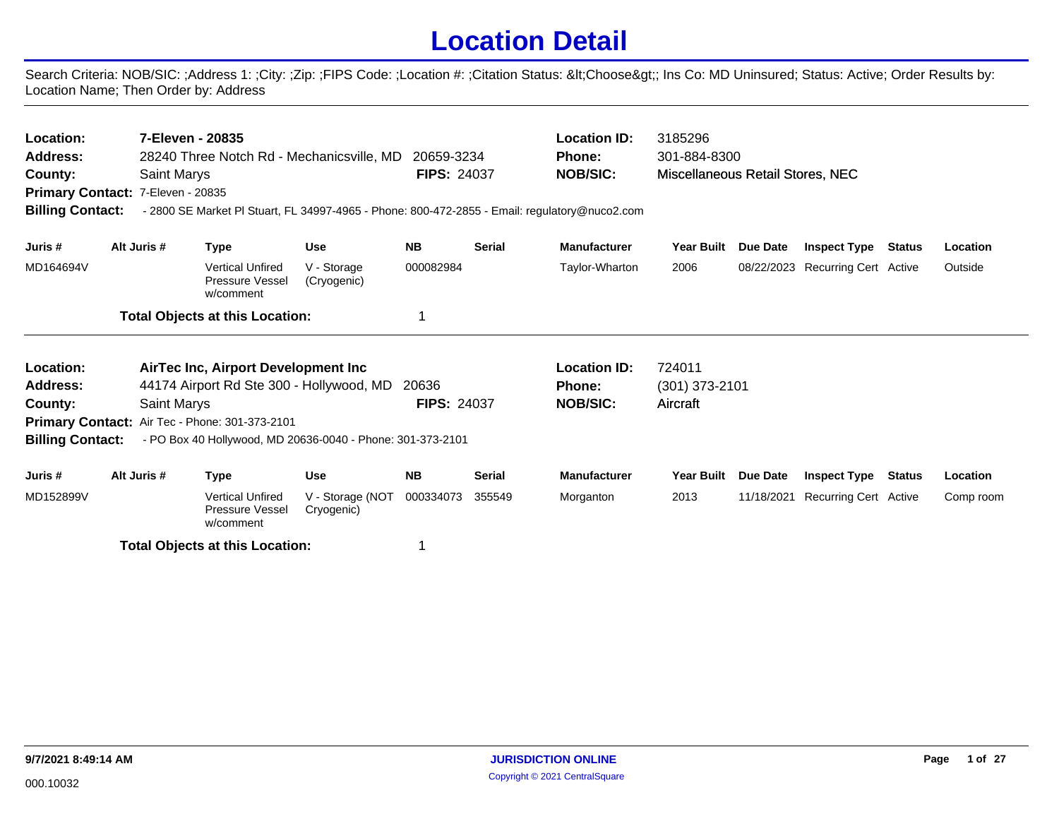# Location Detail

Search Criteria: NOB/SIC: ;Address 1: ;City: ;Zip: ;FIPS Code: ;Location #: ;Citation Status: &lt;Choose&gt;; Ins Co: MD Uninsured; Status: Active; Order Results by: Location Name; Then Order by: Address

---

**Location:** 7-Eleven - 20835
**Address:** 28240 Three Notch Rd - Mechanicsville, MD 20659-3234
**County:** Saint Marys
**FIPS:** 24037
**Location ID:** 3185296
**Phone:** 301-884-8300
**NOB/SIC:** Miscellaneous Retail Stores, NEC
**Primary Contact:** 7-Eleven - 20835
**Billing Contact:** - 2800 SE Market Pl Stuart, FL 34997-4965 - Phone: 800-472-2855 - Email: regulatory@nuco2.com

| Juris # | Alt Juris # | Type | Use | NB | Serial | Manufacturer | Year Built | Due Date | Inspect Type | Status | Location |
|---|---|---|---|---|---|---|---|---|---|---|---|
| MD164694V | | Vertical Unfired Pressure Vessel w/comment | V - Storage (Cryogenic) | 000082984 | | Taylor-Wharton | 2006 | 08/22/2023 | Recurring Cert | Active | Outside |

**Total Objects at this Location:** 1

---

**Location:** AirTec Inc, Airport Development Inc
**Address:** 44174 Airport Rd Ste 300 - Hollywood, MD 20636
**County:** Saint Marys
**FIPS:** 24037
**Location ID:** 724011
**Phone:** (301) 373-2101
**NOB/SIC:** Aircraft
**Primary Contact:** Air Tec - Phone: 301-373-2101
**Billing Contact:** - PO Box 40 Hollywood, MD 20636-0040 - Phone: 301-373-2101

| Juris # | Alt Juris # | Type | Use | NB | Serial | Manufacturer | Year Built | Due Date | Inspect Type | Status | Location |
|---|---|---|---|---|---|---|---|---|---|---|---|
| MD152899V | | Vertical Unfired Pressure Vessel w/comment | V - Storage (NOT Cryogenic) | 000334073 | 355549 | Morganton | 2013 | 11/18/2021 | Recurring Cert | Active | Comp room |

**Total Objects at this Location:** 1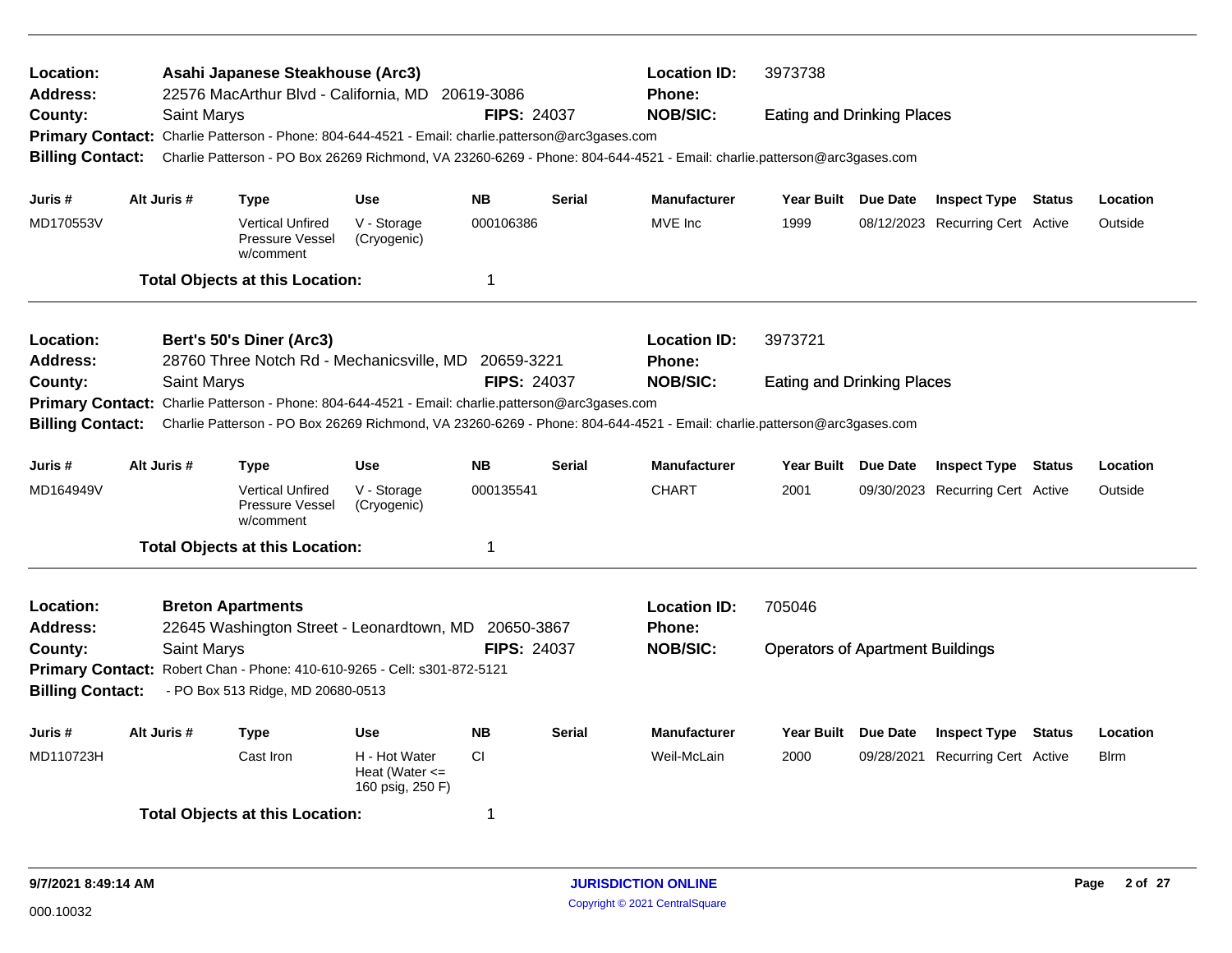**Location:** Asahi Japanese Steakhouse (Arc3) | **Location ID:** 3973738
**Address:** 22576 MacArthur Blvd - California, MD 20619-3086 | **Phone:**
**County:** Saint Marys | **FIPS:** 24037 | **NOB/SIC:** Eating and Drinking Places
**Primary Contact:** Charlie Patterson - Phone: 804-644-4521 - Email: charlie.patterson@arc3gases.com
**Billing Contact:** Charlie Patterson - PO Box 26269 Richmond, VA 23260-6269 - Phone: 804-644-4521 - Email: charlie.patterson@arc3gases.com

| Juris # | Alt Juris # | Type | Use | NB | Serial | Manufacturer | Year Built | Due Date | Inspect Type | Status | Location |
|---|---|---|---|---|---|---|---|---|---|---|---|
| MD170553V | | Vertical Unfired Pressure Vessel w/comment | V - Storage (Cryogenic) | 000106386 | | MVE Inc | 1999 | 08/12/2023 | Recurring Cert | Active | Outside |

**Total Objects at this Location:** 1

---

**Location:** Bert's 50's Diner (Arc3) | **Location ID:** 3973721
**Address:** 28760 Three Notch Rd - Mechanicsville, MD 20659-3221 | **Phone:**
**County:** Saint Marys | **FIPS:** 24037 | **NOB/SIC:** Eating and Drinking Places
**Primary Contact:** Charlie Patterson - Phone: 804-644-4521 - Email: charlie.patterson@arc3gases.com
**Billing Contact:** Charlie Patterson - PO Box 26269 Richmond, VA 23260-6269 - Phone: 804-644-4521 - Email: charlie.patterson@arc3gases.com

| Juris # | Alt Juris # | Type | Use | NB | Serial | Manufacturer | Year Built | Due Date | Inspect Type | Status | Location |
|---|---|---|---|---|---|---|---|---|---|---|---|
| MD164949V | | Vertical Unfired Pressure Vessel w/comment | V - Storage (Cryogenic) | 000135541 | | CHART | 2001 | 09/30/2023 | Recurring Cert | Active | Outside |

**Total Objects at this Location:** 1

---

**Location:** Breton Apartments | **Location ID:** 705046
**Address:** 22645 Washington Street - Leonardtown, MD 20650-3867 | **Phone:**
**County:** Saint Marys | **FIPS:** 24037 | **NOB/SIC:** Operators of Apartment Buildings
**Primary Contact:** Robert Chan - Phone: 410-610-9265 - Cell: s301-872-5121
**Billing Contact:** - PO Box 513 Ridge, MD 20680-0513

| Juris # | Alt Juris # | Type | Use | NB | Serial | Manufacturer | Year Built | Due Date | Inspect Type | Status | Location |
|---|---|---|---|---|---|---|---|---|---|---|---|
| MD110723H | | Cast Iron | H - Hot Water Heat (Water <= 160 psig, 250 F) | CI | | Weil-McLain | 2000 | 09/28/2021 | Recurring Cert | Active | Blrm |

**Total Objects at this Location:** 1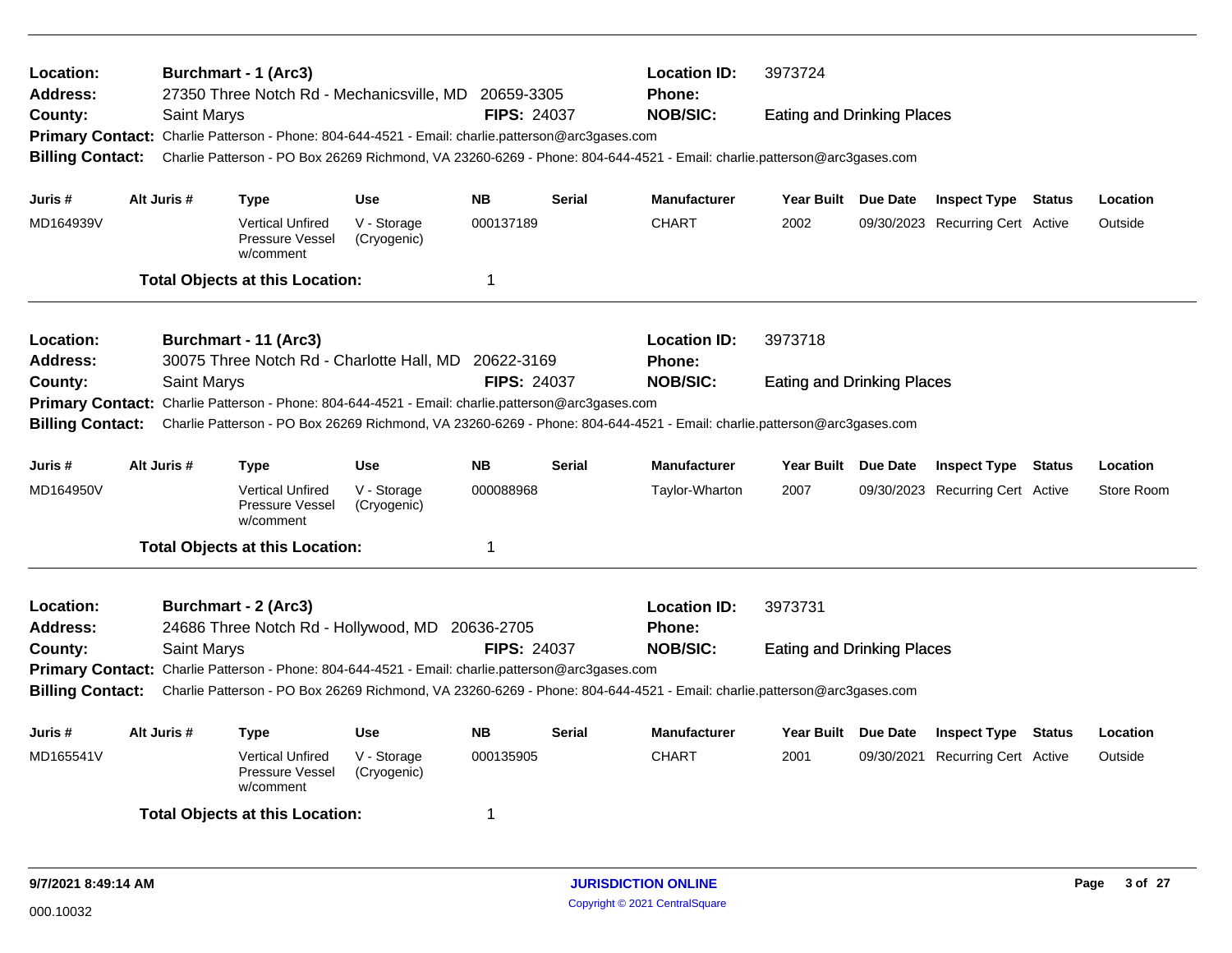**Location:** Burchmart - 1 (Arc3)
**Location ID:** 3973724
**Address:** 27350 Three Notch Rd - Mechanicsville, MD 20659-3305
**Phone:**
**County:** Saint Marys
**FIPS:** 24037
**NOB/SIC:** Eating and Drinking Places
**Primary Contact:** Charlie Patterson - Phone: 804-644-4521 - Email: charlie.patterson@arc3gases.com
**Billing Contact:** Charlie Patterson - PO Box 26269 Richmond, VA 23260-6269 - Phone: 804-644-4521 - Email: charlie.patterson@arc3gases.com

| Juris # | Alt Juris # | Type | Use | NB | Serial | Manufacturer | Year Built | Due Date | Inspect Type | Status | Location |
|---|---|---|---|---|---|---|---|---|---|---|---|
| MD164939V | | Vertical Unfired Pressure Vessel w/comment | V - Storage (Cryogenic) | 000137189 | | CHART | 2002 | 09/30/2023 | Recurring Cert | Active | Outside |

**Total Objects at this Location:** 1

---

**Location:** Burchmart - 11 (Arc3)
**Location ID:** 3973718
**Address:** 30075 Three Notch Rd - Charlotte Hall, MD 20622-3169
**Phone:**
**County:** Saint Marys
**FIPS:** 24037
**NOB/SIC:** Eating and Drinking Places
**Primary Contact:** Charlie Patterson - Phone: 804-644-4521 - Email: charlie.patterson@arc3gases.com
**Billing Contact:** Charlie Patterson - PO Box 26269 Richmond, VA 23260-6269 - Phone: 804-644-4521 - Email: charlie.patterson@arc3gases.com

| Juris # | Alt Juris # | Type | Use | NB | Serial | Manufacturer | Year Built | Due Date | Inspect Type | Status | Location |
|---|---|---|---|---|---|---|---|---|---|---|---|
| MD164950V | | Vertical Unfired Pressure Vessel w/comment | V - Storage (Cryogenic) | 000088968 | | Taylor-Wharton | 2007 | 09/30/2023 | Recurring Cert | Active | Store Room |

**Total Objects at this Location:** 1

---

**Location:** Burchmart - 2 (Arc3)
**Location ID:** 3973731
**Address:** 24686 Three Notch Rd - Hollywood, MD 20636-2705
**Phone:**
**County:** Saint Marys
**FIPS:** 24037
**NOB/SIC:** Eating and Drinking Places
**Primary Contact:** Charlie Patterson - Phone: 804-644-4521 - Email: charlie.patterson@arc3gases.com
**Billing Contact:** Charlie Patterson - PO Box 26269 Richmond, VA 23260-6269 - Phone: 804-644-4521 - Email: charlie.patterson@arc3gases.com

| Juris # | Alt Juris # | Type | Use | NB | Serial | Manufacturer | Year Built | Due Date | Inspect Type | Status | Location |
|---|---|---|---|---|---|---|---|---|---|---|---|
| MD165541V | | Vertical Unfired Pressure Vessel w/comment | V - Storage (Cryogenic) | 000135905 | | CHART | 2001 | 09/30/2021 | Recurring Cert | Active | Outside |

**Total Objects at this Location:** 1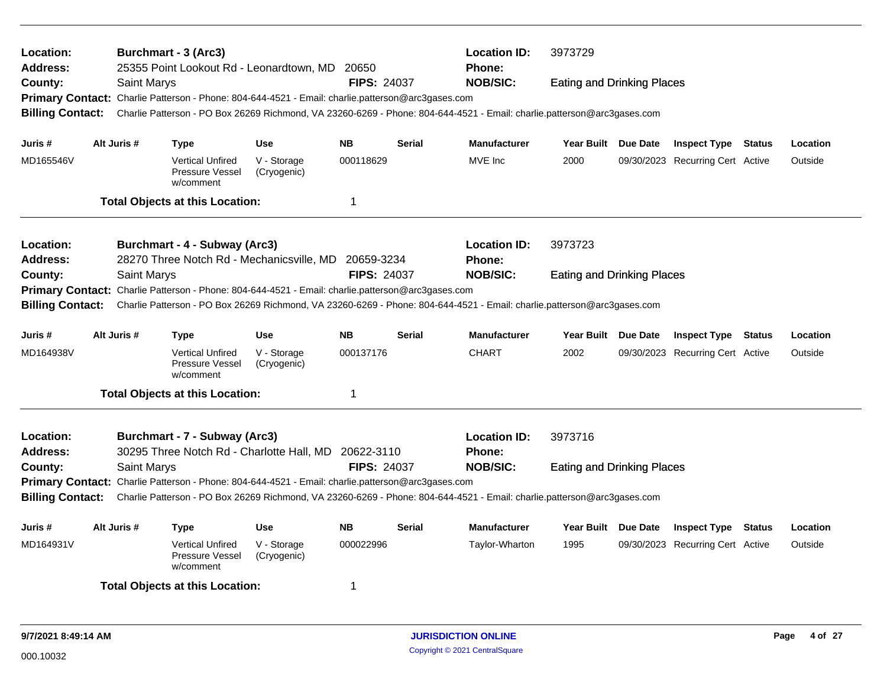**Location:** Burchmart - 3 (Arc3) | **Location ID:** 3973729
**Address:** 25355 Point Lookout Rd - Leonardtown, MD 20650 | **Phone:**
**County:** Saint Marys | **FIPS:** 24037 | **NOB/SIC:** Eating and Drinking Places
**Primary Contact:** Charlie Patterson - Phone: 804-644-4521 - Email: charlie.patterson@arc3gases.com
**Billing Contact:** Charlie Patterson - PO Box 26269 Richmond, VA 23260-6269 - Phone: 804-644-4521 - Email: charlie.patterson@arc3gases.com

| Juris # | Alt Juris # | Type | Use | NB | Serial | Manufacturer | Year Built | Due Date | Inspect Type | Status | Location |
|---|---|---|---|---|---|---|---|---|---|---|---|
| MD165546V | | Vertical Unfired Pressure Vessel w/comment | V - Storage (Cryogenic) | 000118629 | | MVE Inc | 2000 | 09/30/2023 | Recurring Cert | Active | Outside |

**Total Objects at this Location:** 1

---

**Location:** Burchmart - 4 - Subway (Arc3) | **Location ID:** 3973723
**Address:** 28270 Three Notch Rd - Mechanicsville, MD 20659-3234 | **Phone:**
**County:** Saint Marys | **FIPS:** 24037 | **NOB/SIC:** Eating and Drinking Places
**Primary Contact:** Charlie Patterson - Phone: 804-644-4521 - Email: charlie.patterson@arc3gases.com
**Billing Contact:** Charlie Patterson - PO Box 26269 Richmond, VA 23260-6269 - Phone: 804-644-4521 - Email: charlie.patterson@arc3gases.com

| Juris # | Alt Juris # | Type | Use | NB | Serial | Manufacturer | Year Built | Due Date | Inspect Type | Status | Location |
|---|---|---|---|---|---|---|---|---|---|---|---|
| MD164938V | | Vertical Unfired Pressure Vessel w/comment | V - Storage (Cryogenic) | 000137176 | | CHART | 2002 | 09/30/2023 | Recurring Cert | Active | Outside |

**Total Objects at this Location:** 1

---

**Location:** Burchmart - 7 - Subway (Arc3) | **Location ID:** 3973716
**Address:** 30295 Three Notch Rd - Charlotte Hall, MD 20622-3110 | **Phone:**
**County:** Saint Marys | **FIPS:** 24037 | **NOB/SIC:** Eating and Drinking Places
**Primary Contact:** Charlie Patterson - Phone: 804-644-4521 - Email: charlie.patterson@arc3gases.com
**Billing Contact:** Charlie Patterson - PO Box 26269 Richmond, VA 23260-6269 - Phone: 804-644-4521 - Email: charlie.patterson@arc3gases.com

| Juris # | Alt Juris # | Type | Use | NB | Serial | Manufacturer | Year Built | Due Date | Inspect Type | Status | Location |
|---|---|---|---|---|---|---|---|---|---|---|---|
| MD164931V | | Vertical Unfired Pressure Vessel w/comment | V - Storage (Cryogenic) | 000022996 | | Taylor-Wharton | 1995 | 09/30/2023 | Recurring Cert | Active | Outside |

**Total Objects at this Location:** 1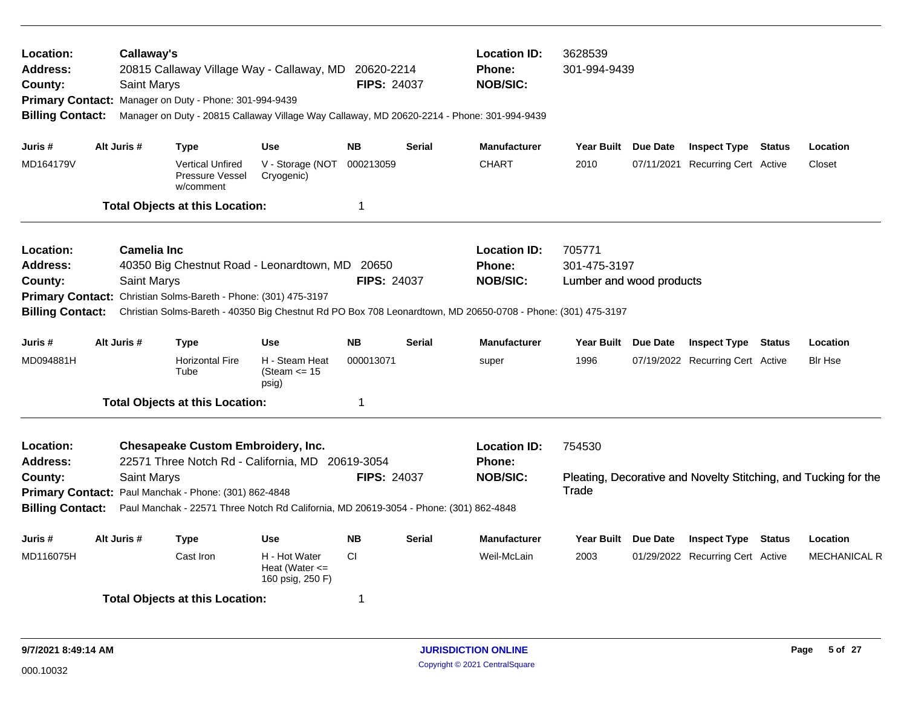**Location:** Callaway's
**Address:** 20815 Callaway Village Way - Callaway, MD 20620-2214
**County:** Saint Marys **FIPS:** 24037
**Location ID:** 3628539
**Phone:** 301-994-9439
**NOB/SIC:**
**Primary Contact:** Manager on Duty - Phone: 301-994-9439
**Billing Contact:** Manager on Duty - 20815 Callaway Village Way Callaway, MD 20620-2214 - Phone: 301-994-9439

| Juris # | Alt Juris # | Type | Use | NB | Serial | Manufacturer | Year Built | Due Date | Inspect Type | Status | Location |
|---|---|---|---|---|---|---|---|---|---|---|---|
| MD164179V | | Vertical Unfired Pressure Vessel w/comment | V - Storage (NOT Cryogenic) | 000213059 | | CHART | 2010 | 07/11/2021 | Recurring Cert | Active | Closet |

**Total Objects at this Location:** 1

---

**Location:** Camelia Inc
**Address:** 40350 Big Chestnut Road - Leonardtown, MD 20650
**County:** Saint Marys **FIPS:** 24037
**Location ID:** 705771
**Phone:** 301-475-3197
**NOB/SIC:** Lumber and wood products
**Primary Contact:** Christian Solms-Bareth - Phone: (301) 475-3197
**Billing Contact:** Christian Solms-Bareth - 40350 Big Chestnut Rd PO Box 708 Leonardtown, MD 20650-0708 - Phone: (301) 475-3197

| Juris # | Alt Juris # | Type | Use | NB | Serial | Manufacturer | Year Built | Due Date | Inspect Type | Status | Location |
|---|---|---|---|---|---|---|---|---|---|---|---|
| MD094881H | | Horizontal Fire Tube | H - Steam Heat (Steam <= 15 psig) | 000013071 | | super | 1996 | 07/19/2022 | Recurring Cert | Active | Blr Hse |

**Total Objects at this Location:** 1

---

**Location:** Chesapeake Custom Embroidery, Inc.
**Address:** 22571 Three Notch Rd - California, MD 20619-3054
**County:** Saint Marys **FIPS:** 24037
**Location ID:** 754530
**Phone:**
**NOB/SIC:** Pleating, Decorative and Novelty Stitching, and Tucking for the Trade
**Primary Contact:** Paul Manchak - Phone: (301) 862-4848
**Billing Contact:** Paul Manchak - 22571 Three Notch Rd California, MD 20619-3054 - Phone: (301) 862-4848

| Juris # | Alt Juris # | Type | Use | NB | Serial | Manufacturer | Year Built | Due Date | Inspect Type | Status | Location |
|---|---|---|---|---|---|---|---|---|---|---|---|
| MD116075H | | Cast Iron | H - Hot Water Heat (Water <= 160 psig, 250 F) | CI | | Weil-McLain | 2003 | 01/29/2022 | Recurring Cert | Active | MECHANICAL R |

**Total Objects at this Location:** 1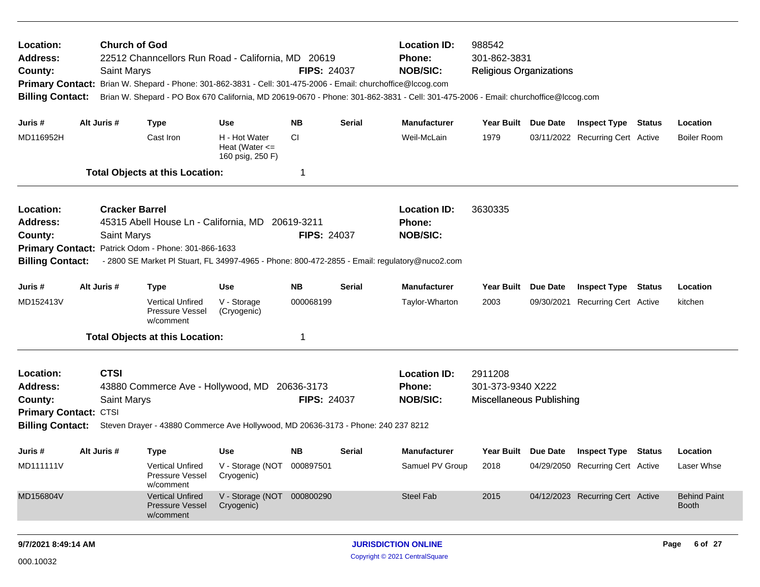**Location:** Church of God
**Address:** 22512 Channcellors Run Road - California, MD 20619
**County:** Saint Marys
**FIPS:** 24037
**Location ID:** 988542
**Phone:** 301-862-3831
**NOB/SIC:** Religious Organizations
**Primary Contact:** Brian W. Shepard - Phone: 301-862-3831 - Cell: 301-475-2006 - Email: churchoffice@lccog.com
**Billing Contact:** Brian W. Shepard - PO Box 670 California, MD 20619-0670 - Phone: 301-862-3831 - Cell: 301-475-2006 - Email: churchoffice@lccog.com

| Juris # | Alt Juris # | Type | Use | NB | Serial | Manufacturer | Year Built | Due Date | Inspect Type | Status | Location |
|---|---|---|---|---|---|---|---|---|---|---|---|
| MD116952H | | Cast Iron | H - Hot Water Heat (Water <= 160 psig, 250 F) | CI | | Weil-McLain | 1979 | 03/11/2022 | Recurring Cert | Active | Boiler Room |

**Total Objects at this Location:** 1

---

**Location:** Cracker Barrel
**Address:** 45315 Abell House Ln - California, MD 20619-3211
**County:** Saint Marys
**FIPS:** 24037
**Location ID:** 3630335
**Phone:**
**NOB/SIC:**
**Primary Contact:** Patrick Odom - Phone: 301-866-1633
**Billing Contact:** - 2800 SE Market Pl Stuart, FL 34997-4965 - Phone: 800-472-2855 - Email: regulatory@nuco2.com

| Juris # | Alt Juris # | Type | Use | NB | Serial | Manufacturer | Year Built | Due Date | Inspect Type | Status | Location |
|---|---|---|---|---|---|---|---|---|---|---|---|
| MD152413V | | Vertical Unfired Pressure Vessel w/comment | V - Storage (Cryogenic) | 000068199 | | Taylor-Wharton | 2003 | 09/30/2021 | Recurring Cert | Active | kitchen |

**Total Objects at this Location:** 1

---

**Location:** CTSI
**Address:** 43880 Commerce Ave - Hollywood, MD 20636-3173
**County:** Saint Marys
**FIPS:** 24037
**Location ID:** 2911208
**Phone:** 301-373-9340 X222
**NOB/SIC:** Miscellaneous Publishing
**Primary Contact:** CTSI
**Billing Contact:** Steven Drayer - 43880 Commerce Ave Hollywood, MD 20636-3173 - Phone: 240 237 8212

| Juris # | Alt Juris # | Type | Use | NB | Serial | Manufacturer | Year Built | Due Date | Inspect Type | Status | Location |
|---|---|---|---|---|---|---|---|---|---|---|---|
| MD111111V | | Vertical Unfired Pressure Vessel w/comment | V - Storage (NOT Cryogenic) | 000897501 | | Samuel PV Group | 2018 | 04/29/2050 | Recurring Cert | Active | Laser Whse |
| MD156804V | | Vertical Unfired Pressure Vessel w/comment | V - Storage (NOT Cryogenic) | 000800290 | | Steel Fab | 2015 | 04/12/2023 | Recurring Cert | Active | Behind Paint Booth |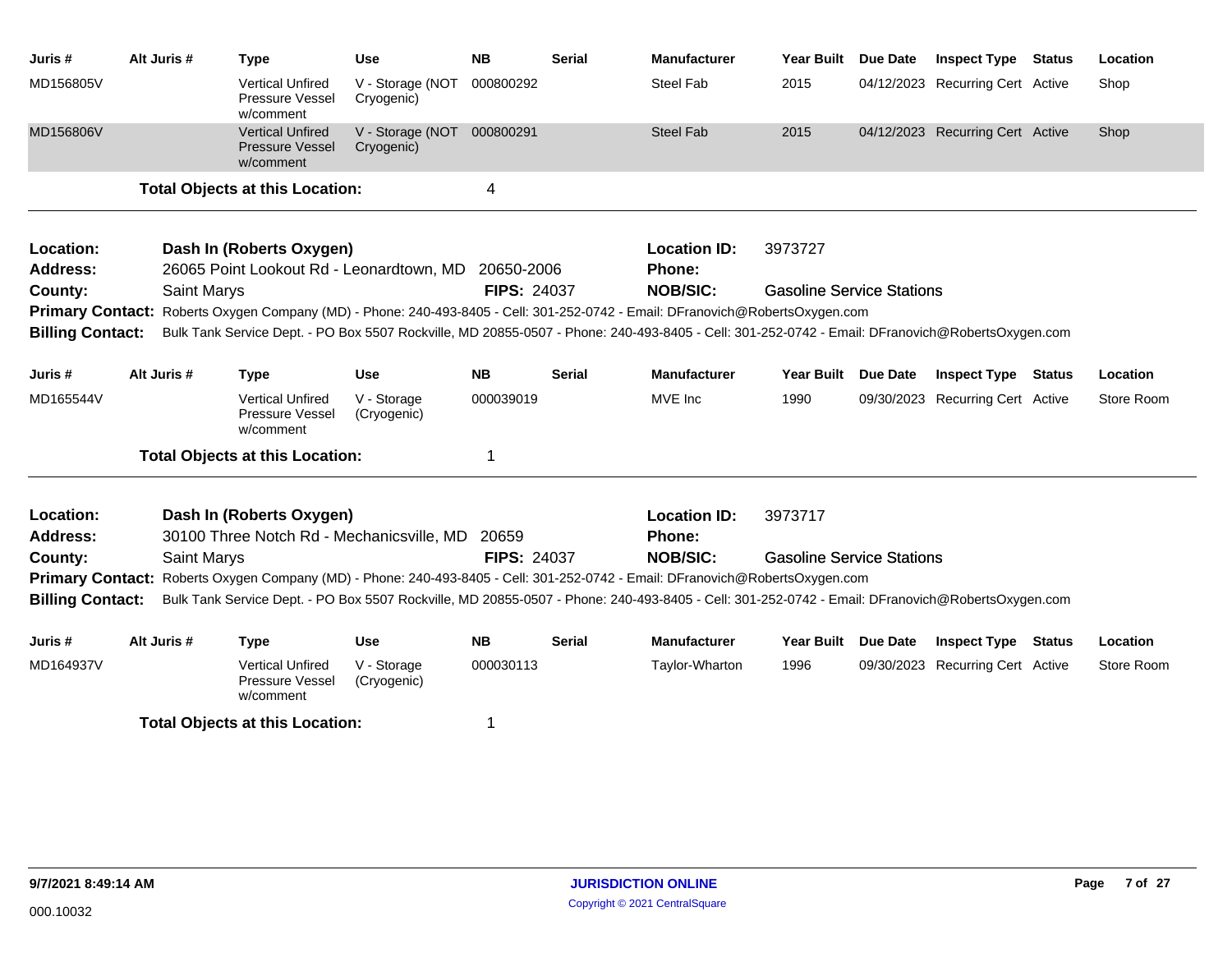| Juris # | Alt Juris # | Type | Use | NB | Serial | Manufacturer | Year Built | Due Date | Inspect Type | Status | Location |
|---|---|---|---|---|---|---|---|---|---|---|---|
| MD156805V | | Vertical Unfired Pressure Vessel w/comment | V - Storage (NOT Cryogenic) | 000800292 | | Steel Fab | 2015 | 04/12/2023 | Recurring Cert | Active | Shop |
| MD156806V | | Vertical Unfired Pressure Vessel w/comment | V - Storage (NOT Cryogenic) | 000800291 | | Steel Fab | 2015 | 04/12/2023 | Recurring Cert | Active | Shop |

**Total Objects at this Location:** 4

---

**Location:** Dash In (Roberts Oxygen) **Location ID:** 3973727
**Address:** 26065 Point Lookout Rd - Leonardtown, MD 20650-2006 **Phone:**
**County:** Saint Marys **FIPS:** 24037 **NOB/SIC:** Gasoline Service Stations
**Primary Contact:** Roberts Oxygen Company (MD) - Phone: 240-493-8405 - Cell: 301-252-0742 - Email: DFranovich@RobertsOxygen.com
**Billing Contact:** Bulk Tank Service Dept. - PO Box 5507 Rockville, MD 20855-0507 - Phone: 240-493-8405 - Cell: 301-252-0742 - Email: DFranovich@RobertsOxygen.com

| Juris # | Alt Juris # | Type | Use | NB | Serial | Manufacturer | Year Built | Due Date | Inspect Type | Status | Location |
|---|---|---|---|---|---|---|---|---|---|---|---|
| MD165544V | | Vertical Unfired Pressure Vessel w/comment | V - Storage (Cryogenic) | 000039019 | | MVE Inc | 1990 | 09/30/2023 | Recurring Cert | Active | Store Room |

**Total Objects at this Location:** 1

---

**Location:** Dash In (Roberts Oxygen) **Location ID:** 3973717
**Address:** 30100 Three Notch Rd - Mechanicsville, MD 20659 **Phone:**
**County:** Saint Marys **FIPS:** 24037 **NOB/SIC:** Gasoline Service Stations
**Primary Contact:** Roberts Oxygen Company (MD) - Phone: 240-493-8405 - Cell: 301-252-0742 - Email: DFranovich@RobertsOxygen.com
**Billing Contact:** Bulk Tank Service Dept. - PO Box 5507 Rockville, MD 20855-0507 - Phone: 240-493-8405 - Cell: 301-252-0742 - Email: DFranovich@RobertsOxygen.com

| Juris # | Alt Juris # | Type | Use | NB | Serial | Manufacturer | Year Built | Due Date | Inspect Type | Status | Location |
|---|---|---|---|---|---|---|---|---|---|---|---|
| MD164937V | | Vertical Unfired Pressure Vessel w/comment | V - Storage (Cryogenic) | 000030113 | | Taylor-Wharton | 1996 | 09/30/2023 | Recurring Cert | Active | Store Room |

**Total Objects at this Location:** 1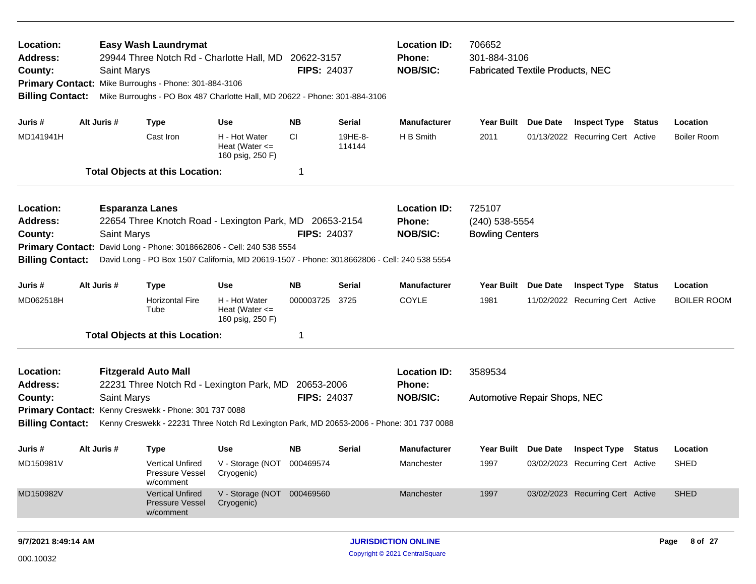**Location:** Easy Wash Laundrymat
**Address:** 29944 Three Notch Rd - Charlotte Hall, MD 20622-3157
**County:** Saint Marys
**FIPS:** 24037
**Location ID:** 706652
**Phone:** 301-884-3106
**NOB/SIC:** Fabricated Textile Products, NEC
**Primary Contact:** Mike Burroughs - Phone: 301-884-3106
**Billing Contact:** Mike Burroughs - PO Box 487 Charlotte Hall, MD 20622 - Phone: 301-884-3106

| Juris # | Alt Juris # | Type | Use | NB | Serial | Manufacturer | Year Built | Due Date | Inspect Type | Status | Location |
|---|---|---|---|---|---|---|---|---|---|---|---|
| MD141941H | | Cast Iron | H - Hot Water Heat (Water <= 160 psig, 250 F) | CI | 19HE-8-114144 | H B Smith | 2011 | 01/13/2022 | Recurring Cert | Active | Boiler Room |

**Total Objects at this Location:** 1

---

**Location:** Esparanza Lanes
**Address:** 22654 Three Knotch Road - Lexington Park, MD 20653-2154
**County:** Saint Marys
**FIPS:** 24037
**Location ID:** 725107
**Phone:** (240) 538-5554
**NOB/SIC:** Bowling Centers
**Primary Contact:** David Long - Phone: 3018662806 - Cell: 240 538 5554
**Billing Contact:** David Long - PO Box 1507 California, MD 20619-1507 - Phone: 3018662806 - Cell: 240 538 5554

| Juris # | Alt Juris # | Type | Use | NB | Serial | Manufacturer | Year Built | Due Date | Inspect Type | Status | Location |
|---|---|---|---|---|---|---|---|---|---|---|---|
| MD062518H | | Horizontal Fire Tube | H - Hot Water Heat (Water <= 160 psig, 250 F) | 000003725 | 3725 | COYLE | 1981 | 11/02/2022 | Recurring Cert | Active | BOILER ROOM |

**Total Objects at this Location:** 1

---

**Location:** Fitzgerald Auto Mall
**Address:** 22231 Three Notch Rd - Lexington Park, MD 20653-2006
**County:** Saint Marys
**FIPS:** 24037
**Location ID:** 3589534
**Phone:**
**NOB/SIC:** Automotive Repair Shops, NEC
**Primary Contact:** Kenny Creswekk - Phone: 301 737 0088
**Billing Contact:** Kenny Creswekk - 22231 Three Notch Rd Lexington Park, MD 20653-2006 - Phone: 301 737 0088

| Juris # | Alt Juris # | Type | Use | NB | Serial | Manufacturer | Year Built | Due Date | Inspect Type | Status | Location |
|---|---|---|---|---|---|---|---|---|---|---|---|
| MD150981V | | Vertical Unfired Pressure Vessel w/comment | V - Storage (NOT Cryogenic) | 000469574 | | Manchester | 1997 | 03/02/2023 | Recurring Cert | Active | SHED |
| MD150982V | | Vertical Unfired Pressure Vessel w/comment | V - Storage (NOT Cryogenic) | 000469560 | | Manchester | 1997 | 03/02/2023 | Recurring Cert | Active | SHED |

9/7/2021 8:49:14 AM

JURISDICTION ONLINE
Copyright © 2021 CentralSquare

000.10032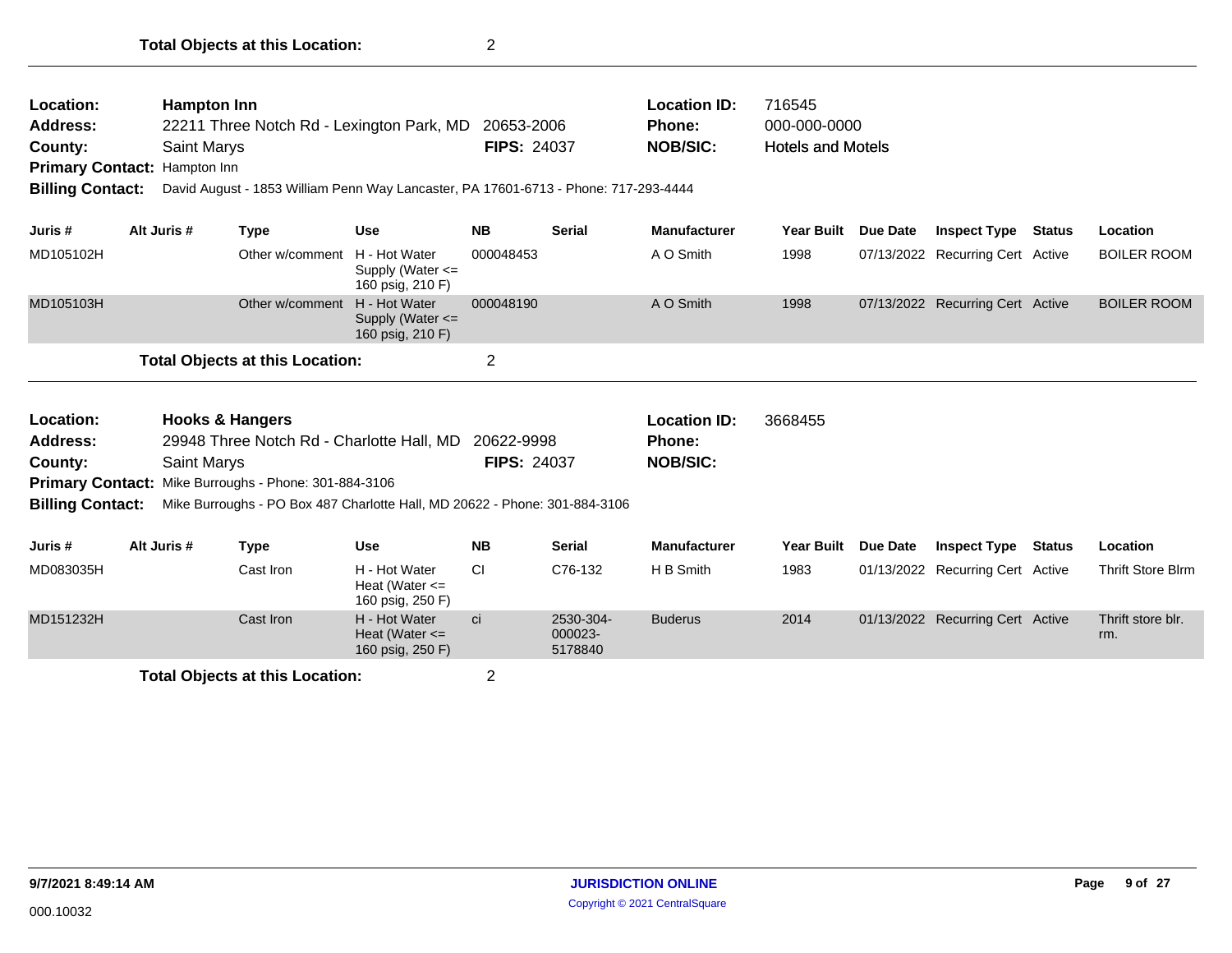**Total Objects at this Location:** 2

---

**Location:** Hampton Inn
**Address:** 22211 Three Notch Rd - Lexington Park, MD 20653-2006
**County:** Saint Marys
**FIPS:** 24037
**Location ID:** 716545
**Phone:** 000-000-0000
**NOB/SIC:** Hotels and Motels
**Primary Contact:** Hampton Inn
**Billing Contact:** David August - 1853 William Penn Way Lancaster, PA 17601-6713 - Phone: 717-293-4444

| Juris # | Alt Juris # | Type | Use | NB | Serial | Manufacturer | Year Built | Due Date | Inspect Type | Status | Location |
|---|---|---|---|---|---|---|---|---|---|---|---|
| MD105102H | | Other w/comment | H - Hot Water Supply (Water <= 160 psig, 210 F) | 000048453 | | A O Smith | 1998 | 07/13/2022 | Recurring Cert | Active | BOILER ROOM |
| MD105103H | | Other w/comment | H - Hot Water Supply (Water <= 160 psig, 210 F) | 000048190 | | A O Smith | 1998 | 07/13/2022 | Recurring Cert | Active | BOILER ROOM |

**Total Objects at this Location:** 2

---

**Location:** Hooks & Hangers
**Address:** 29948 Three Notch Rd - Charlotte Hall, MD 20622-9998
**County:** Saint Marys
**FIPS:** 24037
**Location ID:** 3668455
**Phone:**
**NOB/SIC:**
**Primary Contact:** Mike Burroughs - Phone: 301-884-3106
**Billing Contact:** Mike Burroughs - PO Box 487 Charlotte Hall, MD 20622 - Phone: 301-884-3106

| Juris # | Alt Juris # | Type | Use | NB | Serial | Manufacturer | Year Built | Due Date | Inspect Type | Status | Location |
|---|---|---|---|---|---|---|---|---|---|---|---|
| MD083035H | | Cast Iron | H - Hot Water Heat (Water <= 160 psig, 250 F) | CI | C76-132 | H B Smith | 1983 | 01/13/2022 | Recurring Cert | Active | Thrift Store Blrm |
| MD151232H | | Cast Iron | H - Hot Water Heat (Water <= 160 psig, 250 F) | ci | 2530-304-000023-5178840 | Buderus | 2014 | 01/13/2022 | Recurring Cert | Active | Thrift store blr. rm. |

**Total Objects at this Location:** 2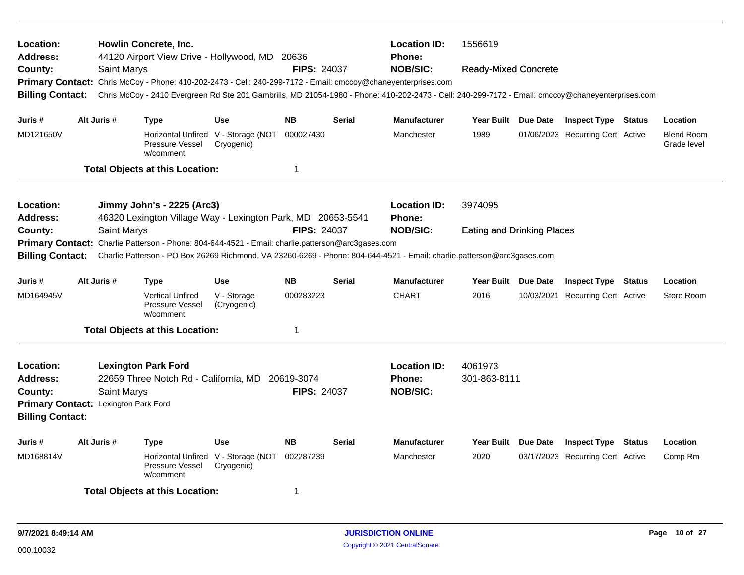**Location:** Howlin Concrete, Inc.
**Address:** 44120 Airport View Drive - Hollywood, MD 20636
**County:** Saint Marys
**FIPS:** 24037
**Location ID:** 1556619
**Phone:**
**NOB/SIC:** Ready-Mixed Concrete
**Primary Contact:** Chris McCoy - Phone: 410-202-2473 - Cell: 240-299-7172 - Email: cmccoy@chaneyenterprises.com
**Billing Contact:** Chris McCoy - 2410 Evergreen Rd Ste 201 Gambrills, MD 21054-1980 - Phone: 410-202-2473 - Cell: 240-299-7172 - Email: cmccoy@chaneyenterprises.com

| Juris # | Alt Juris # | Type | Use | NB | Serial | Manufacturer | Year Built | Due Date | Inspect Type | Status | Location |
|---|---|---|---|---|---|---|---|---|---|---|---|
| MD121650V | | Horizontal Unfired Pressure Vessel w/comment | V - Storage (NOT Cryogenic) | 000027430 | | Manchester | 1989 | 01/06/2023 | Recurring Cert | Active | Blend Room Grade level |

**Total Objects at this Location:** 1

---

**Location:** Jimmy John's - 2225 (Arc3)
**Address:** 46320 Lexington Village Way - Lexington Park, MD 20653-5541
**County:** Saint Marys
**FIPS:** 24037
**Location ID:** 3974095
**Phone:**
**NOB/SIC:** Eating and Drinking Places
**Primary Contact:** Charlie Patterson - Phone: 804-644-4521 - Email: charlie.patterson@arc3gases.com
**Billing Contact:** Charlie Patterson - PO Box 26269 Richmond, VA 23260-6269 - Phone: 804-644-4521 - Email: charlie.patterson@arc3gases.com

| Juris # | Alt Juris # | Type | Use | NB | Serial | Manufacturer | Year Built | Due Date | Inspect Type | Status | Location |
|---|---|---|---|---|---|---|---|---|---|---|---|
| MD164945V | | Vertical Unfired Pressure Vessel w/comment | V - Storage (Cryogenic) | 000283223 | | CHART | 2016 | 10/03/2021 | Recurring Cert | Active | Store Room |

**Total Objects at this Location:** 1

---

**Location:** Lexington Park Ford
**Address:** 22659 Three Notch Rd - California, MD 20619-3074
**County:** Saint Marys
**FIPS:** 24037
**Location ID:** 4061973
**Phone:** 301-863-8111
**NOB/SIC:**
**Primary Contact:** Lexington Park Ford
**Billing Contact:**

| Juris # | Alt Juris # | Type | Use | NB | Serial | Manufacturer | Year Built | Due Date | Inspect Type | Status | Location |
|---|---|---|---|---|---|---|---|---|---|---|---|
| MD168814V | | Horizontal Unfired Pressure Vessel w/comment | V - Storage (NOT Cryogenic) | 002287239 | | Manchester | 2020 | 03/17/2023 | Recurring Cert | Active | Comp Rm |

**Total Objects at this Location:** 1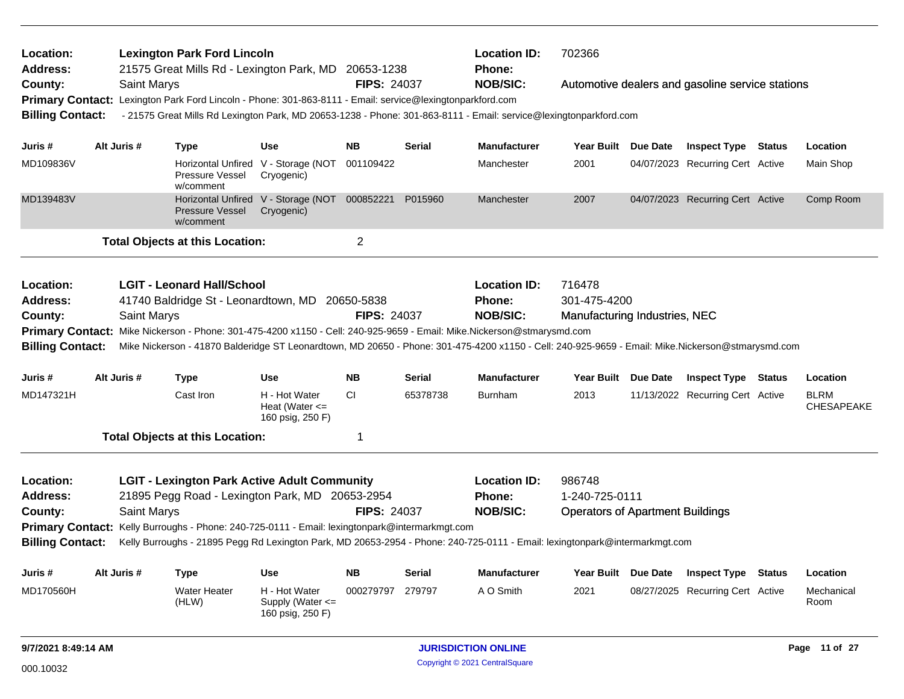**Location:** Lexington Park Ford Lincoln
**Address:** 21575 Great Mills Rd - Lexington Park, MD 20653-1238
**County:** Saint Marys
**FIPS:** 24037
**Location ID:** 702366
**Phone:**
**NOB/SIC:** Automotive dealers and gasoline service stations
**Primary Contact:** Lexington Park Ford Lincoln - Phone: 301-863-8111 - Email: service@lexingtonparkford.com
**Billing Contact:** - 21575 Great Mills Rd Lexington Park, MD 20653-1238 - Phone: 301-863-8111 - Email: service@lexingtonparkford.com

| Juris # | Alt Juris # | Type | Use | NB | Serial | Manufacturer | Year Built | Due Date | Inspect Type | Status | Location |
|---|---|---|---|---|---|---|---|---|---|---|---|
| MD109836V | | Horizontal Unfired Pressure Vessel w/comment | V - Storage (NOT Cryogenic) | 001109422 | | Manchester | 2001 | 04/07/2023 | Recurring Cert | Active | Main Shop |
| MD139483V | | Horizontal Unfired Pressure Vessel w/comment | V - Storage (NOT Cryogenic) | 000852221 | P015960 | Manchester | 2007 | 04/07/2023 | Recurring Cert | Active | Comp Room |

**Total Objects at this Location:** 2

---

**Location:** LGIT - Leonard Hall/School
**Address:** 41740 Baldridge St - Leonardtown, MD 20650-5838
**County:** Saint Marys
**FIPS:** 24037
**Location ID:** 716478
**Phone:** 301-475-4200
**NOB/SIC:** Manufacturing Industries, NEC
**Primary Contact:** Mike Nickerson - Phone: 301-475-4200 x1150 - Cell: 240-925-9659 - Email: Mike.Nickerson@stmarysmd.com
**Billing Contact:** Mike Nickerson - 41870 Balderidge ST Leonardtown, MD 20650 - Phone: 301-475-4200 x1150 - Cell: 240-925-9659 - Email: Mike.Nickerson@stmarysmd.com

| Juris # | Alt Juris # | Type | Use | NB | Serial | Manufacturer | Year Built | Due Date | Inspect Type | Status | Location |
|---|---|---|---|---|---|---|---|---|---|---|---|
| MD147321H | | Cast Iron | H - Hot Water Heat (Water <= 160 psig, 250 F) | CI | 65378738 | Burnham | 2013 | 11/13/2022 | Recurring Cert | Active | BLRM CHESAPEAKE |

**Total Objects at this Location:** 1

---

**Location:** LGIT - Lexington Park Active Adult Community
**Address:** 21895 Pegg Road - Lexington Park, MD 20653-2954
**County:** Saint Marys
**FIPS:** 24037
**Location ID:** 986748
**Phone:** 1-240-725-0111
**NOB/SIC:** Operators of Apartment Buildings
**Primary Contact:** Kelly Burroughs - Phone: 240-725-0111 - Email: lexingtonpark@intermarkmgt.com
**Billing Contact:** Kelly Burroughs - 21895 Pegg Rd Lexington Park, MD 20653-2954 - Phone: 240-725-0111 - Email: lexingtonpark@intermarkmgt.com

| Juris # | Alt Juris # | Type | Use | NB | Serial | Manufacturer | Year Built | Due Date | Inspect Type | Status | Location |
|---|---|---|---|---|---|---|---|---|---|---|---|
| MD170560H | | Water Heater (HLW) | H - Hot Water Supply (Water <= 160 psig, 250 F) | 000279797 | 279797 | A O Smith | 2021 | 08/27/2025 | Recurring Cert | Active | Mechanical Room |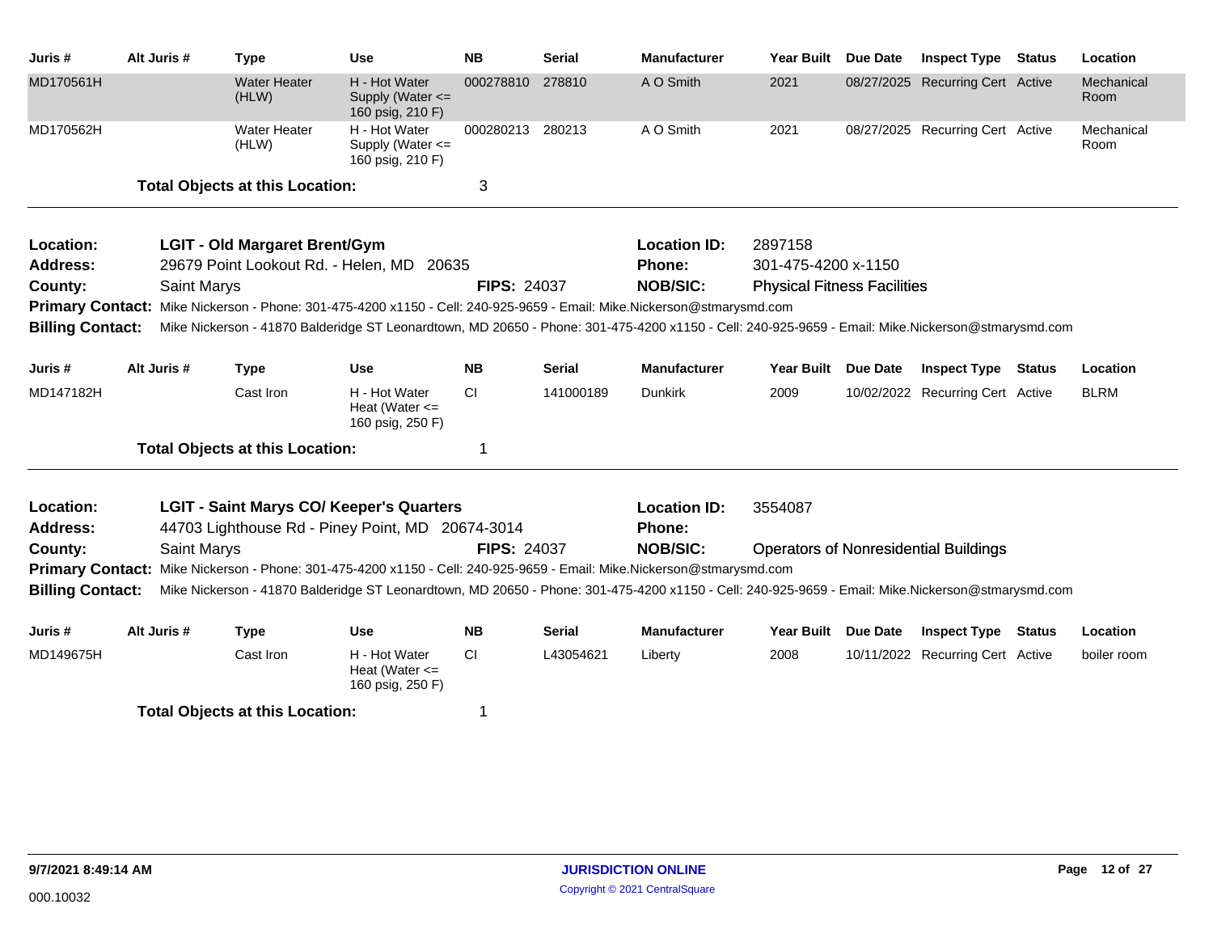| Juris # | Alt Juris # | Type | Use | NB | Serial | Manufacturer | Year Built | Due Date | Inspect Type | Status | Location |
|---|---|---|---|---|---|---|---|---|---|---|---|
| MD170561H | | Water Heater (HLW) | H - Hot Water Supply (Water <= 160 psig, 210 F) | 000278810 | 278810 | A O Smith | 2021 | 08/27/2025 | Recurring Cert | Active | Mechanical Room |
| MD170562H | | Water Heater (HLW) | H - Hot Water Supply (Water <= 160 psig, 210 F) | 000280213 | 280213 | A O Smith | 2021 | 08/27/2025 | Recurring Cert | Active | Mechanical Room |

**Total Objects at this Location:** 3

---

**Location:** **LGIT - Old Margaret Brent/Gym**
**Location ID:** 2897158
**Address:** 29679 Point Lookout Rd. - Helen, MD 20635
**Phone:** 301-475-4200 x-1150
**County:** Saint Marys
**FIPS:** 24037
**NOB/SIC:** Physical Fitness Facilities
**Primary Contact:** Mike Nickerson - Phone: 301-475-4200 x1150 - Cell: 240-925-9659 - Email: Mike.Nickerson@stmarysmd.com
**Billing Contact:** Mike Nickerson - 41870 Balderidge ST Leonardtown, MD 20650 - Phone: 301-475-4200 x1150 - Cell: 240-925-9659 - Email: Mike.Nickerson@stmarysmd.com

| Juris # | Alt Juris # | Type | Use | NB | Serial | Manufacturer | Year Built | Due Date | Inspect Type | Status | Location |
|---|---|---|---|---|---|---|---|---|---|---|---|
| MD147182H | | Cast Iron | H - Hot Water Heat (Water <= 160 psig, 250 F) | CI | 141000189 | Dunkirk | 2009 | 10/02/2022 | Recurring Cert | Active | BLRM |

**Total Objects at this Location:** 1

---

**Location:** **LGIT - Saint Marys CO/ Keeper's Quarters**
**Location ID:** 3554087
**Address:** 44703 Lighthouse Rd - Piney Point, MD 20674-3014
**Phone:**
**County:** Saint Marys
**FIPS:** 24037
**NOB/SIC:** Operators of Nonresidential Buildings
**Primary Contact:** Mike Nickerson - Phone: 301-475-4200 x1150 - Cell: 240-925-9659 - Email: Mike.Nickerson@stmarysmd.com
**Billing Contact:** Mike Nickerson - 41870 Balderidge ST Leonardtown, MD 20650 - Phone: 301-475-4200 x1150 - Cell: 240-925-9659 - Email: Mike.Nickerson@stmarysmd.com

| Juris # | Alt Juris # | Type | Use | NB | Serial | Manufacturer | Year Built | Due Date | Inspect Type | Status | Location |
|---|---|---|---|---|---|---|---|---|---|---|---|
| MD149675H | | Cast Iron | H - Hot Water Heat (Water <= 160 psig, 250 F) | CI | L43054621 | Liberty | 2008 | 10/11/2022 | Recurring Cert | Active | boiler room |

**Total Objects at this Location:** 1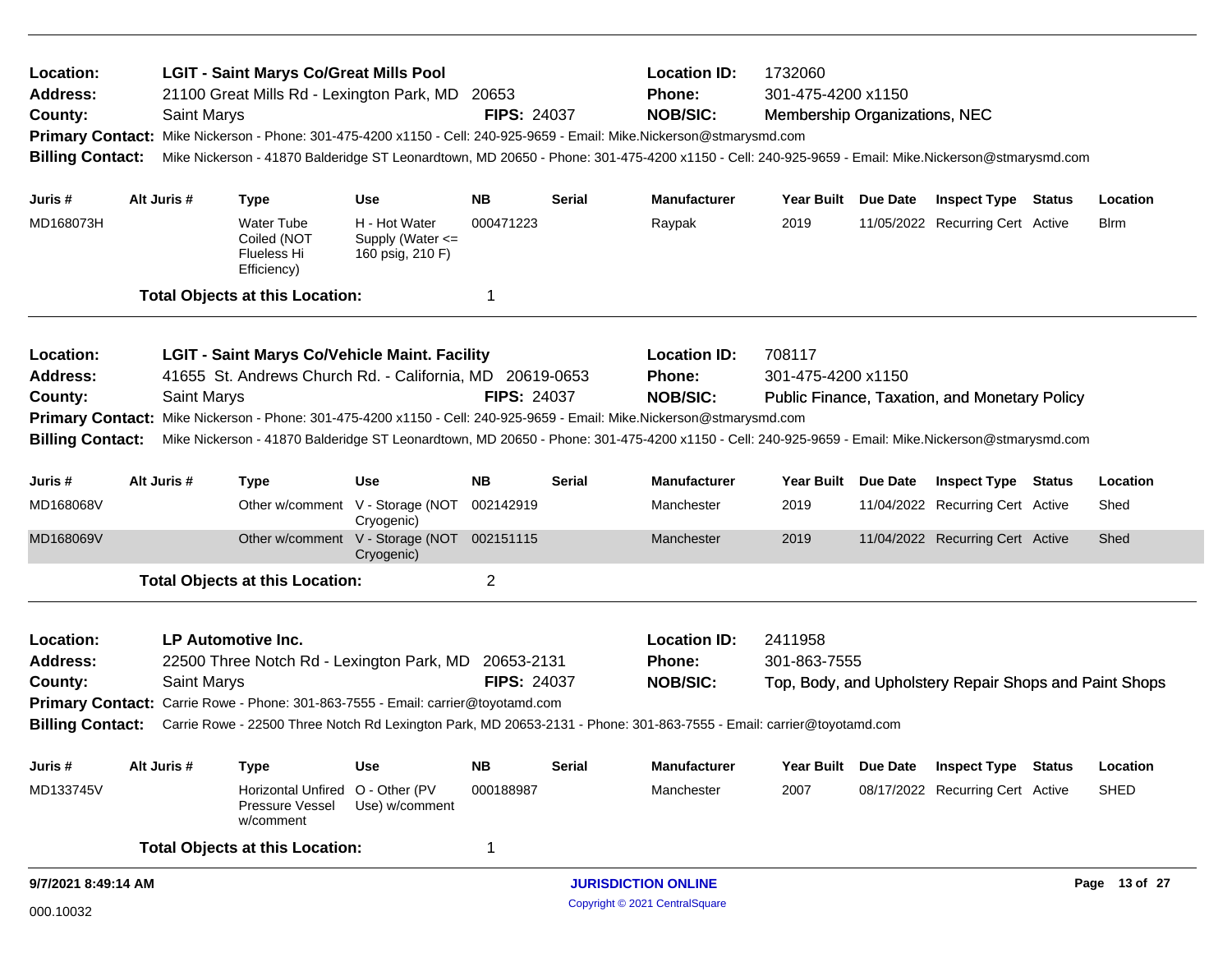**Location:** LGIT - Saint Marys Co/Great Mills Pool
**Location ID:** 1732060
**Address:** 21100 Great Mills Rd - Lexington Park, MD 20653
**Phone:** 301-475-4200 x1150
**County:** Saint Marys
**FIPS:** 24037
**NOB/SIC:** Membership Organizations, NEC
**Primary Contact:** Mike Nickerson - Phone: 301-475-4200 x1150 - Cell: 240-925-9659 - Email: Mike.Nickerson@stmarysmd.com
**Billing Contact:** Mike Nickerson - 41870 Balderidge ST Leonardtown, MD 20650 - Phone: 301-475-4200 x1150 - Cell: 240-925-9659 - Email: Mike.Nickerson@stmarysmd.com

| Juris # | Alt Juris # | Type | Use | NB | Serial | Manufacturer | Year Built | Due Date | Inspect Type | Status | Location |
|---|---|---|---|---|---|---|---|---|---|---|---|
| MD168073H | | Water Tube Coiled (NOT Flueless Hi Efficiency) | H - Hot Water Supply (Water <= 160 psig, 210 F) | 000471223 | | Raypak | 2019 | 11/05/2022 | Recurring Cert | Active | Blrm |

**Total Objects at this Location:** 1

---

**Location:** LGIT - Saint Marys Co/Vehicle Maint. Facility
**Location ID:** 708117
**Address:** 41655 St. Andrews Church Rd. - California, MD 20619-0653
**Phone:** 301-475-4200 x1150
**County:** Saint Marys
**FIPS:** 24037
**NOB/SIC:** Public Finance, Taxation, and Monetary Policy
**Primary Contact:** Mike Nickerson - Phone: 301-475-4200 x1150 - Cell: 240-925-9659 - Email: Mike.Nickerson@stmarysmd.com
**Billing Contact:** Mike Nickerson - 41870 Balderidge ST Leonardtown, MD 20650 - Phone: 301-475-4200 x1150 - Cell: 240-925-9659 - Email: Mike.Nickerson@stmarysmd.com

| Juris # | Alt Juris # | Type | Use | NB | Serial | Manufacturer | Year Built | Due Date | Inspect Type | Status | Location |
|---|---|---|---|---|---|---|---|---|---|---|---|
| MD168068V | | Other w/comment | V - Storage (NOT Cryogenic) | 002142919 | | Manchester | 2019 | 11/04/2022 | Recurring Cert | Active | Shed |
| MD168069V | | Other w/comment | V - Storage (NOT Cryogenic) | 002151115 | | Manchester | 2019 | 11/04/2022 | Recurring Cert | Active | Shed |

**Total Objects at this Location:** 2

---

**Location:** LP Automotive Inc.
**Location ID:** 2411958
**Address:** 22500 Three Notch Rd - Lexington Park, MD 20653-2131
**Phone:** 301-863-7555
**County:** Saint Marys
**FIPS:** 24037
**NOB/SIC:** Top, Body, and Upholstery Repair Shops and Paint Shops
**Primary Contact:** Carrie Rowe - Phone: 301-863-7555 - Email: carrier@toyotamd.com
**Billing Contact:** Carrie Rowe - 22500 Three Notch Rd Lexington Park, MD 20653-2131 - Phone: 301-863-7555 - Email: carrier@toyotamd.com

| Juris # | Alt Juris # | Type | Use | NB | Serial | Manufacturer | Year Built | Due Date | Inspect Type | Status | Location |
|---|---|---|---|---|---|---|---|---|---|---|---|
| MD133745V | | Horizontal Unfired Pressure Vessel w/comment | O - Other (PV Use) w/comment | 000188987 | | Manchester | 2007 | 08/17/2022 | Recurring Cert | Active | SHED |

**Total Objects at this Location:** 1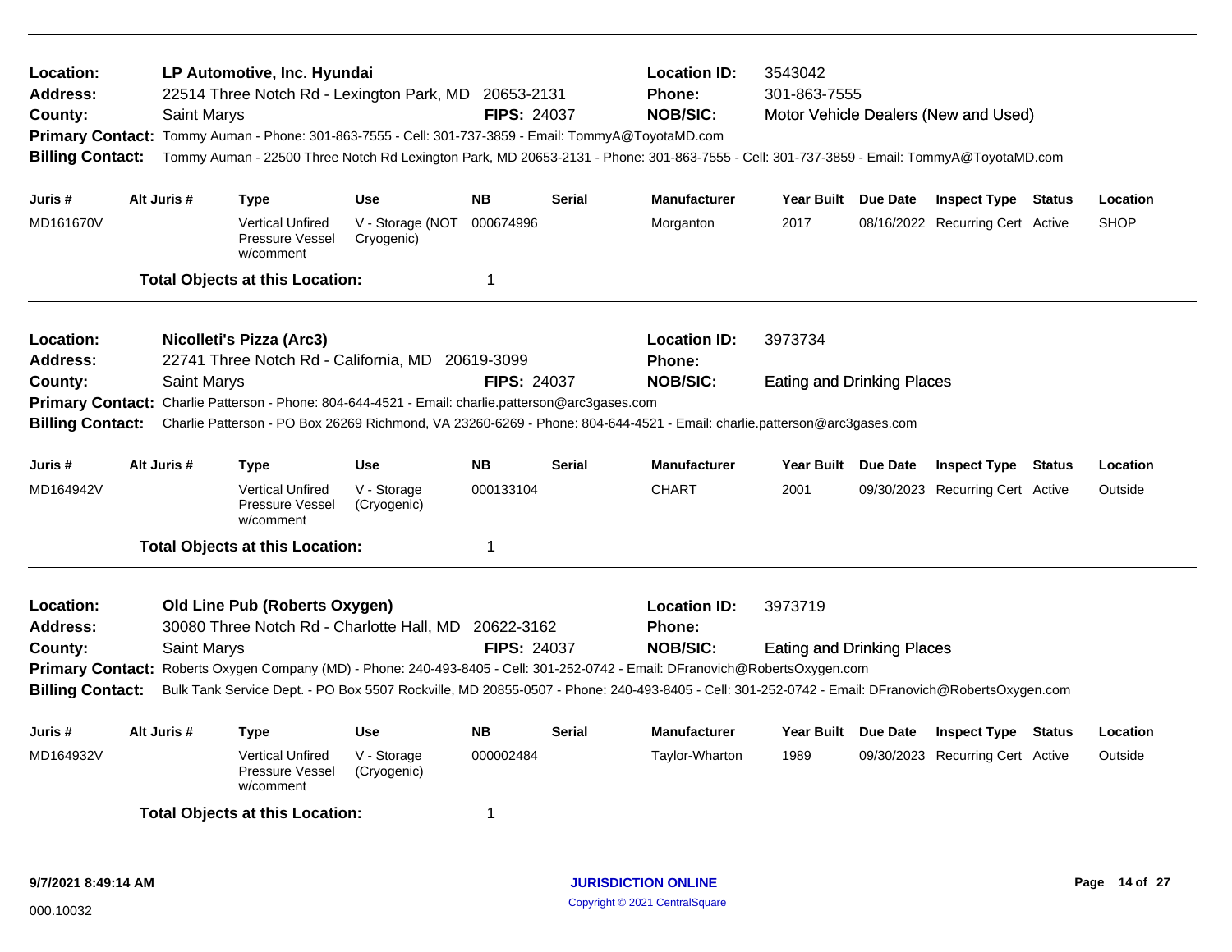**Location:** LP Automotive, Inc. Hyundai
**Address:** 22514 Three Notch Rd - Lexington Park, MD 20653-2131
**County:** Saint Marys
**FIPS:** 24037
**Location ID:** 3543042
**Phone:** 301-863-7555
**NOB/SIC:** Motor Vehicle Dealers (New and Used)
**Primary Contact:** Tommy Auman - Phone: 301-863-7555 - Cell: 301-737-3859 - Email: TommyA@ToyotaMD.com
**Billing Contact:** Tommy Auman - 22500 Three Notch Rd Lexington Park, MD 20653-2131 - Phone: 301-863-7555 - Cell: 301-737-3859 - Email: TommyA@ToyotaMD.com

| Juris # | Alt Juris # | Type | Use | NB | Serial | Manufacturer | Year Built | Due Date | Inspect Type | Status | Location |
|---|---|---|---|---|---|---|---|---|---|---|---|
| MD161670V | | Vertical Unfired Pressure Vessel w/comment | V - Storage (NOT Cryogenic) | 000674996 | | Morganton | 2017 | 08/16/2022 | Recurring Cert | Active | SHOP |

**Total Objects at this Location:** 1

---

**Location:** Nicolleti's Pizza (Arc3)
**Address:** 22741 Three Notch Rd - California, MD 20619-3099
**County:** Saint Marys
**FIPS:** 24037
**Location ID:** 3973734
**Phone:**
**NOB/SIC:** Eating and Drinking Places
**Primary Contact:** Charlie Patterson - Phone: 804-644-4521 - Email: charlie.patterson@arc3gases.com
**Billing Contact:** Charlie Patterson - PO Box 26269 Richmond, VA 23260-6269 - Phone: 804-644-4521 - Email: charlie.patterson@arc3gases.com

| Juris # | Alt Juris # | Type | Use | NB | Serial | Manufacturer | Year Built | Due Date | Inspect Type | Status | Location |
|---|---|---|---|---|---|---|---|---|---|---|---|
| MD164942V | | Vertical Unfired Pressure Vessel w/comment | V - Storage (Cryogenic) | 000133104 | | CHART | 2001 | 09/30/2023 | Recurring Cert | Active | Outside |

**Total Objects at this Location:** 1

---

**Location:** Old Line Pub (Roberts Oxygen)
**Address:** 30080 Three Notch Rd - Charlotte Hall, MD 20622-3162
**County:** Saint Marys
**FIPS:** 24037
**Location ID:** 3973719
**Phone:**
**NOB/SIC:** Eating and Drinking Places
**Primary Contact:** Roberts Oxygen Company (MD) - Phone: 240-493-8405 - Cell: 301-252-0742 - Email: DFranovich@RobertsOxygen.com
**Billing Contact:** Bulk Tank Service Dept. - PO Box 5507 Rockville, MD 20855-0507 - Phone: 240-493-8405 - Cell: 301-252-0742 - Email: DFranovich@RobertsOxygen.com

| Juris # | Alt Juris # | Type | Use | NB | Serial | Manufacturer | Year Built | Due Date | Inspect Type | Status | Location |
|---|---|---|---|---|---|---|---|---|---|---|---|
| MD164932V | | Vertical Unfired Pressure Vessel w/comment | V - Storage (Cryogenic) | 000002484 | | Taylor-Wharton | 1989 | 09/30/2023 | Recurring Cert | Active | Outside |

**Total Objects at this Location:** 1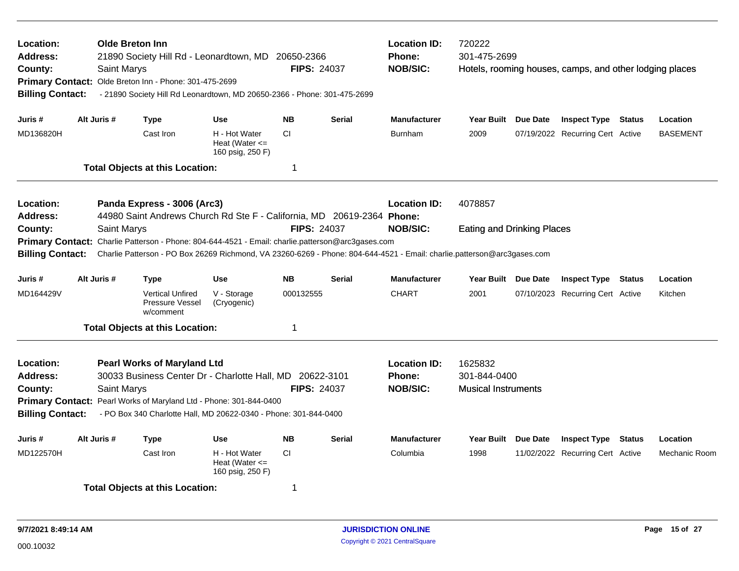**Location:** **Olde Breton Inn**
**Address:** 21890 Society Hill Rd - Leonardtown, MD 20650-2366
**County:** Saint Marys **FIPS:** 24037
**Primary Contact:** Olde Breton Inn - Phone: 301-475-2699
**Billing Contact:** - 21890 Society Hill Rd Leonardtown, MD 20650-2366 - Phone: 301-475-2699

**Location ID:** 720222
**Phone:** 301-475-2699
**NOB/SIC:** Hotels, rooming houses, camps, and other lodging places

| Juris # | Alt Juris # | Type | Use | NB | Serial | Manufacturer | Year Built | Due Date | Inspect Type | Status | Location |
|---|---|---|---|---|---|---|---|---|---|---|---|
| MD136820H | | Cast Iron | H - Hot Water Heat (Water <= 160 psig, 250 F) | CI | | Burnham | 2009 | 07/19/2022 | Recurring Cert | Active | BASEMENT |

**Total Objects at this Location:** 1

---

**Location:** **Panda Express - 3006 (Arc3)**
**Address:** 44980 Saint Andrews Church Rd Ste F - California, MD 20619-2364
**County:** Saint Marys **FIPS:** 24037
**Primary Contact:** Charlie Patterson - Phone: 804-644-4521 - Email: charlie.patterson@arc3gases.com
**Billing Contact:** Charlie Patterson - PO Box 26269 Richmond, VA 23260-6269 - Phone: 804-644-4521 - Email: charlie.patterson@arc3gases.com

**Location ID:** 4078857
**Phone:**
**NOB/SIC:** Eating and Drinking Places

| Juris # | Alt Juris # | Type | Use | NB | Serial | Manufacturer | Year Built | Due Date | Inspect Type | Status | Location |
|---|---|---|---|---|---|---|---|---|---|---|---|
| MD164429V | | Vertical Unfired Pressure Vessel w/comment | V - Storage (Cryogenic) | 000132555 | | CHART | 2001 | 07/10/2023 | Recurring Cert | Active | Kitchen |

**Total Objects at this Location:** 1

---

**Location:** **Pearl Works of Maryland Ltd**
**Address:** 30033 Business Center Dr - Charlotte Hall, MD 20622-3101
**County:** Saint Marys **FIPS:** 24037
**Primary Contact:** Pearl Works of Maryland Ltd - Phone: 301-844-0400
**Billing Contact:** - PO Box 340 Charlotte Hall, MD 20622-0340 - Phone: 301-844-0400

**Location ID:** 1625832
**Phone:** 301-844-0400
**NOB/SIC:** Musical Instruments

| Juris # | Alt Juris # | Type | Use | NB | Serial | Manufacturer | Year Built | Due Date | Inspect Type | Status | Location |
|---|---|---|---|---|---|---|---|---|---|---|---|
| MD122570H | | Cast Iron | H - Hot Water Heat (Water <= 160 psig, 250 F) | CI | | Columbia | 1998 | 11/02/2022 | Recurring Cert | Active | Mechanic Room |

**Total Objects at this Location:** 1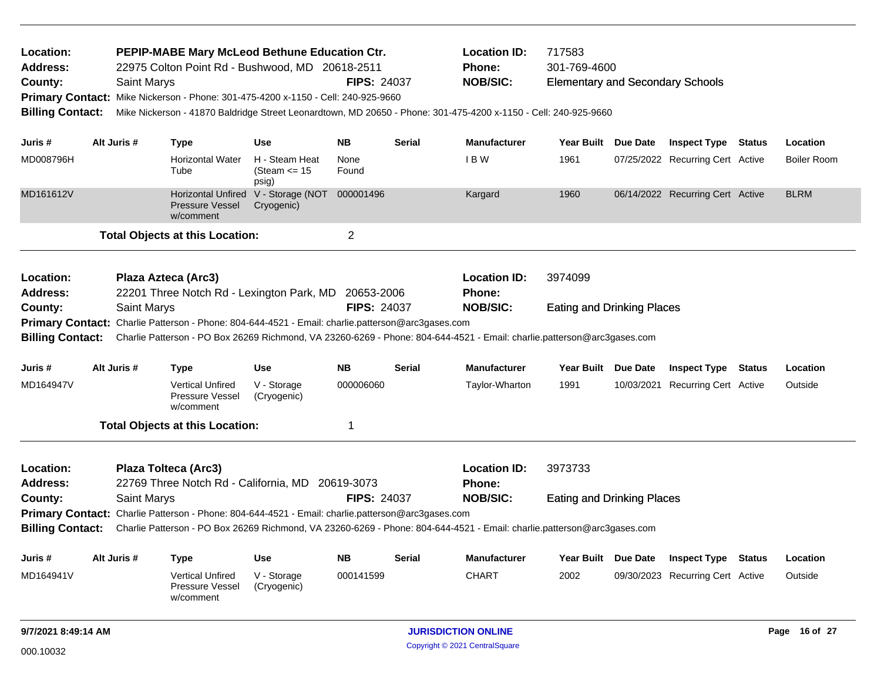**Location:** PEPIP-MABE Mary McLeod Bethune Education Ctr.
**Address:** 22975 Colton Point Rd - Bushwood, MD 20618-2511
**County:** Saint Marys **FIPS:** 24037
**Location ID:** 717583
**Phone:** 301-769-4600
**NOB/SIC:** Elementary and Secondary Schools
**Primary Contact:** Mike Nickerson - Phone: 301-475-4200 x-1150 - Cell: 240-925-9660
**Billing Contact:** Mike Nickerson - 41870 Baldridge Street Leonardtown, MD 20650 - Phone: 301-475-4200 x-1150 - Cell: 240-925-9660

| Juris # | Alt Juris # | Type | Use | NB | Serial | Manufacturer | Year Built | Due Date | Inspect Type | Status | Location |
|---|---|---|---|---|---|---|---|---|---|---|---|
| MD008796H | | Horizontal Water Tube | H - Steam Heat (Steam <= 15 psig) | None Found | | I B W | 1961 | 07/25/2022 | Recurring Cert | Active | Boiler Room |
| MD161612V | | Horizontal Unfired Pressure Vessel w/comment | V - Storage (NOT Cryogenic) | 000001496 | | Kargard | 1960 | 06/14/2022 | Recurring Cert | Active | BLRM |

**Total Objects at this Location:** 2

**Location:** Plaza Azteca (Arc3)
**Address:** 22201 Three Notch Rd - Lexington Park, MD 20653-2006
**County:** Saint Marys **FIPS:** 24037
**Location ID:** 3974099
**Phone:**
**NOB/SIC:** Eating and Drinking Places
**Primary Contact:** Charlie Patterson - Phone: 804-644-4521 - Email: charlie.patterson@arc3gases.com
**Billing Contact:** Charlie Patterson - PO Box 26269 Richmond, VA 23260-6269 - Phone: 804-644-4521 - Email: charlie.patterson@arc3gases.com

| Juris # | Alt Juris # | Type | Use | NB | Serial | Manufacturer | Year Built | Due Date | Inspect Type | Status | Location |
|---|---|---|---|---|---|---|---|---|---|---|---|
| MD164947V | | Vertical Unfired Pressure Vessel w/comment | V - Storage (Cryogenic) | 000006060 | | Taylor-Wharton | 1991 | 10/03/2021 | Recurring Cert | Active | Outside |

**Total Objects at this Location:** 1

**Location:** Plaza Tolteca (Arc3)
**Address:** 22769 Three Notch Rd - California, MD 20619-3073
**County:** Saint Marys **FIPS:** 24037
**Location ID:** 3973733
**Phone:**
**NOB/SIC:** Eating and Drinking Places
**Primary Contact:** Charlie Patterson - Phone: 804-644-4521 - Email: charlie.patterson@arc3gases.com
**Billing Contact:** Charlie Patterson - PO Box 26269 Richmond, VA 23260-6269 - Phone: 804-644-4521 - Email: charlie.patterson@arc3gases.com

| Juris # | Alt Juris # | Type | Use | NB | Serial | Manufacturer | Year Built | Due Date | Inspect Type | Status | Location |
|---|---|---|---|---|---|---|---|---|---|---|---|
| MD164941V | | Vertical Unfired Pressure Vessel w/comment | V - Storage (Cryogenic) | 000141599 | | CHART | 2002 | 09/30/2023 | Recurring Cert | Active | Outside |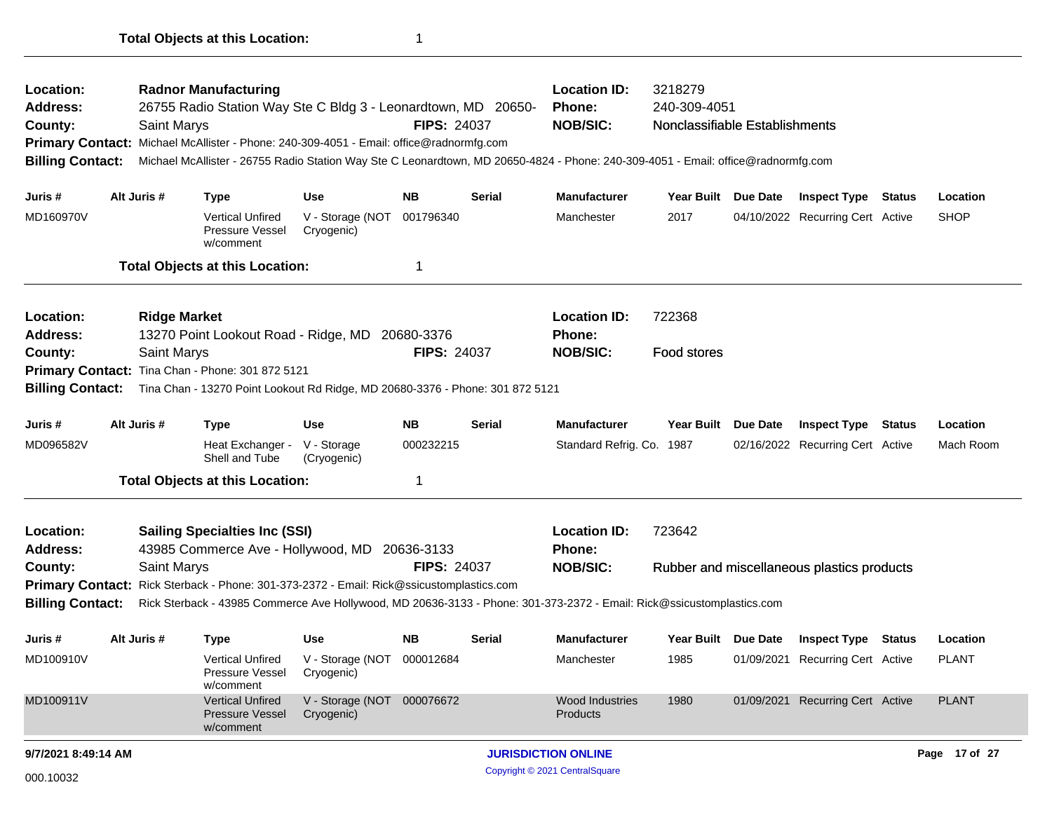**Total Objects at this Location:** 1

---

**Location:** Radnor Manufacturing
**Address:** 26755 Radio Station Way Ste C Bldg 3 - Leonardtown, MD 20650-
**County:** Saint Marys **FIPS:** 24037
**Location ID:** 3218279
**Phone:** 240-309-4051
**NOB/SIC:** Nonclassifiable Establishments
**Primary Contact:** Michael McAllister - Phone: 240-309-4051 - Email: office@radnormfg.com
**Billing Contact:** Michael McAllister - 26755 Radio Station Way Ste C Leonardtown, MD 20650-4824 - Phone: 240-309-4051 - Email: office@radnormfg.com

| Juris # | Alt Juris # | Type | Use | NB | Serial | Manufacturer | Year Built | Due Date | Inspect Type | Status | Location |
|---|---|---|---|---|---|---|---|---|---|---|---|
| MD160970V | | Vertical Unfired Pressure Vessel w/comment | V - Storage (NOT Cryogenic) | 001796340 | | Manchester | 2017 | 04/10/2022 | Recurring Cert | Active | SHOP |

**Total Objects at this Location:** 1

---

**Location:** Ridge Market
**Address:** 13270 Point Lookout Road - Ridge, MD 20680-3376
**County:** Saint Marys **FIPS:** 24037
**Location ID:** 722368
**Phone:**
**NOB/SIC:** Food stores
**Primary Contact:** Tina Chan - Phone: 301 872 5121
**Billing Contact:** Tina Chan - 13270 Point Lookout Rd Ridge, MD 20680-3376 - Phone: 301 872 5121

| Juris # | Alt Juris # | Type | Use | NB | Serial | Manufacturer | Year Built | Due Date | Inspect Type | Status | Location |
|---|---|---|---|---|---|---|---|---|---|---|---|
| MD096582V | | Heat Exchanger - Shell and Tube | V - Storage (Cryogenic) | 000232215 | | Standard Refrig. Co. | 1987 | 02/16/2022 | Recurring Cert | Active | Mach Room |

**Total Objects at this Location:** 1

---

**Location:** Sailing Specialties Inc (SSI)
**Address:** 43985 Commerce Ave - Hollywood, MD 20636-3133
**County:** Saint Marys **FIPS:** 24037
**Location ID:** 723642
**Phone:**
**NOB/SIC:** Rubber and miscellaneous plastics products
**Primary Contact:** Rick Sterback - Phone: 301-373-2372 - Email: Rick@ssicustomplastics.com
**Billing Contact:** Rick Sterback - 43985 Commerce Ave Hollywood, MD 20636-3133 - Phone: 301-373-2372 - Email: Rick@ssicustomplastics.com

| Juris # | Alt Juris # | Type | Use | NB | Serial | Manufacturer | Year Built | Due Date | Inspect Type | Status | Location |
|---|---|---|---|---|---|---|---|---|---|---|---|
| MD100910V | | Vertical Unfired Pressure Vessel w/comment | V - Storage (NOT Cryogenic) | 000012684 | | Manchester | 1985 | 01/09/2021 | Recurring Cert | Active | PLANT |
| MD100911V | | Vertical Unfired Pressure Vessel w/comment | V - Storage (NOT Cryogenic) | 000076672 | | Wood Industries Products | 1980 | 01/09/2021 | Recurring Cert | Active | PLANT |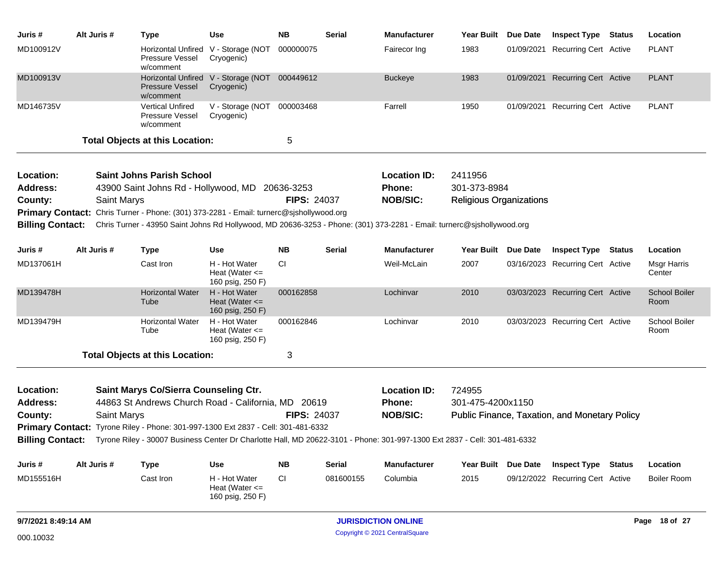| Juris # | Alt Juris # | Type | Use | NB | Serial | Manufacturer | Year Built | Due Date | Inspect Type | Status | Location |
|---|---|---|---|---|---|---|---|---|---|---|---|
| MD100912V | | Horizontal Unfired Pressure Vessel w/comment | V - Storage (NOT Cryogenic) | 000000075 | | Fairecor Ing | 1983 | 01/09/2021 | Recurring Cert | Active | PLANT |
| MD100913V | | Horizontal Unfired Pressure Vessel w/comment | V - Storage (NOT Cryogenic) | 000449612 | | Buckeye | 1983 | 01/09/2021 | Recurring Cert | Active | PLANT |
| MD146735V | | Vertical Unfired Pressure Vessel w/comment | V - Storage (NOT Cryogenic) | 000003468 | | Farrell | 1950 | 01/09/2021 | Recurring Cert | Active | PLANT |

**Total Objects at this Location:** 5

**Location:** Saint Johns Parish School
**Location ID:** 2411956
**Address:** 43900 Saint Johns Rd - Hollywood, MD 20636-3253
**Phone:** 301-373-8984
**County:** Saint Marys
**FIPS:** 24037
**NOB/SIC:** Religious Organizations
**Primary Contact:** Chris Turner - Phone: (301) 373-2281 - Email: turnerc@sjshollywood.org
**Billing Contact:** Chris Turner - 43950 Saint Johns Rd Hollywood, MD 20636-3253 - Phone: (301) 373-2281 - Email: turnerc@sjshollywood.org

| Juris # | Alt Juris # | Type | Use | NB | Serial | Manufacturer | Year Built | Due Date | Inspect Type | Status | Location |
|---|---|---|---|---|---|---|---|---|---|---|---|
| MD137061H | | Cast Iron | H - Hot Water Heat (Water <= 160 psig, 250 F) | CI | | Weil-McLain | 2007 | 03/16/2023 | Recurring Cert | Active | Msgr Harris Center |
| MD139478H | | Horizontal Water Tube | H - Hot Water Heat (Water <= 160 psig, 250 F) | 000162858 | | Lochinvar | 2010 | 03/03/2023 | Recurring Cert | Active | School Boiler Room |
| MD139479H | | Horizontal Water Tube | H - Hot Water Heat (Water <= 160 psig, 250 F) | 000162846 | | Lochinvar | 2010 | 03/03/2023 | Recurring Cert | Active | School Boiler Room |

**Total Objects at this Location:** 3

**Location:** Saint Marys Co/Sierra Counseling Ctr.
**Location ID:** 724955
**Address:** 44863 St Andrews Church Road - California, MD 20619
**Phone:** 301-475-4200x1150
**County:** Saint Marys
**FIPS:** 24037
**NOB/SIC:** Public Finance, Taxation, and Monetary Policy
**Primary Contact:** Tyrone Riley - Phone: 301-997-1300 Ext 2837 - Cell: 301-481-6332
**Billing Contact:** Tyrone Riley - 30007 Business Center Dr Charlotte Hall, MD 20622-3101 - Phone: 301-997-1300 Ext 2837 - Cell: 301-481-6332

| Juris # | Alt Juris # | Type | Use | NB | Serial | Manufacturer | Year Built | Due Date | Inspect Type | Status | Location |
|---|---|---|---|---|---|---|---|---|---|---|---|
| MD155516H | | Cast Iron | H - Hot Water Heat (Water <= 160 psig, 250 F) | CI | 081600155 | Columbia | 2015 | 09/12/2022 | Recurring Cert | Active | Boiler Room |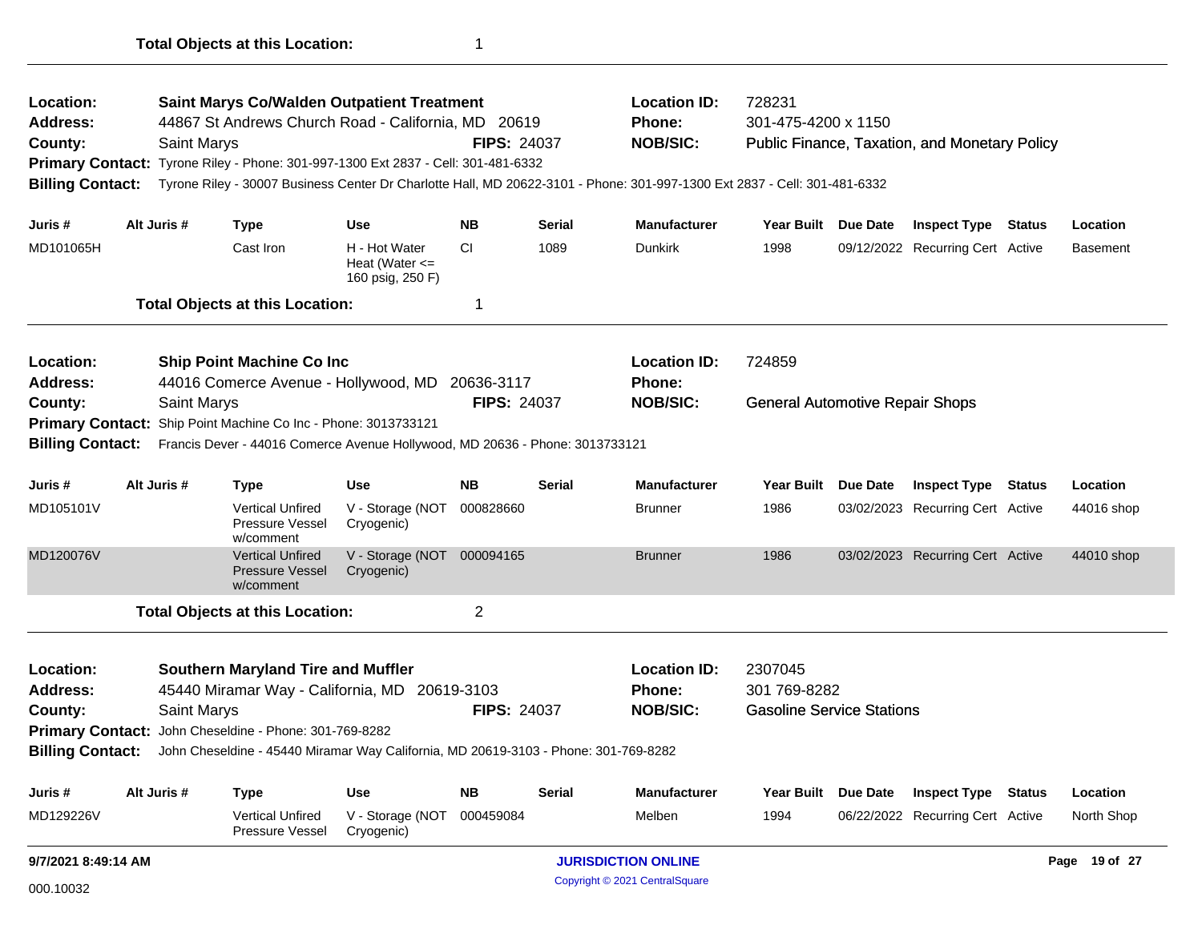**Total Objects at this Location:** 1

---

**Location:** Saint Marys Co/Walden Outpatient Treatment
**Location ID:** 728231
**Address:** 44867 St Andrews Church Road - California, MD 20619
**Phone:** 301-475-4200 x 1150
**County:** Saint Marys
**FIPS:** 24037
**NOB/SIC:** Public Finance, Taxation, and Monetary Policy
**Primary Contact:** Tyrone Riley - Phone: 301-997-1300 Ext 2837 - Cell: 301-481-6332
**Billing Contact:** Tyrone Riley - 30007 Business Center Dr Charlotte Hall, MD 20622-3101 - Phone: 301-997-1300 Ext 2837 - Cell: 301-481-6332

| Juris # | Alt Juris # | Type | Use | NB | Serial | Manufacturer | Year Built | Due Date | Inspect Type | Status | Location |
|---|---|---|---|---|---|---|---|---|---|---|---|
| MD101065H | | Cast Iron | H - Hot Water Heat (Water <= 160 psig, 250 F) | CI | 1089 | Dunkirk | 1998 | 09/12/2022 | Recurring Cert | Active | Basement |

**Total Objects at this Location:** 1

---

**Location:** Ship Point Machine Co Inc
**Location ID:** 724859
**Address:** 44016 Comerce Avenue - Hollywood, MD 20636-3117
**Phone:**
**County:** Saint Marys
**FIPS:** 24037
**NOB/SIC:** General Automotive Repair Shops
**Primary Contact:** Ship Point Machine Co Inc - Phone: 3013733121
**Billing Contact:** Francis Dever - 44016 Comerce Avenue Hollywood, MD 20636 - Phone: 3013733121

| Juris # | Alt Juris # | Type | Use | NB | Serial | Manufacturer | Year Built | Due Date | Inspect Type | Status | Location |
|---|---|---|---|---|---|---|---|---|---|---|---|
| MD105101V | | Vertical Unfired Pressure Vessel w/comment | V - Storage (NOT Cryogenic) | 000828660 | | Brunner | 1986 | 03/02/2023 | Recurring Cert | Active | 44016 shop |
| MD120076V | | Vertical Unfired Pressure Vessel w/comment | V - Storage (NOT Cryogenic) | 000094165 | | Brunner | 1986 | 03/02/2023 | Recurring Cert | Active | 44010 shop |

**Total Objects at this Location:** 2

---

**Location:** Southern Maryland Tire and Muffler
**Location ID:** 2307045
**Address:** 45440 Miramar Way - California, MD 20619-3103
**Phone:** 301 769-8282
**County:** Saint Marys
**FIPS:** 24037
**NOB/SIC:** Gasoline Service Stations
**Primary Contact:** John Cheseldine - Phone: 301-769-8282
**Billing Contact:** John Cheseldine - 45440 Miramar Way California, MD 20619-3103 - Phone: 301-769-8282

| Juris # | Alt Juris # | Type | Use | NB | Serial | Manufacturer | Year Built | Due Date | Inspect Type | Status | Location |
|---|---|---|---|---|---|---|---|---|---|---|---|
| MD129226V | | Vertical Unfired Pressure Vessel | V - Storage (NOT Cryogenic) | 000459084 | | Melben | 1994 | 06/22/2022 | Recurring Cert | Active | North Shop |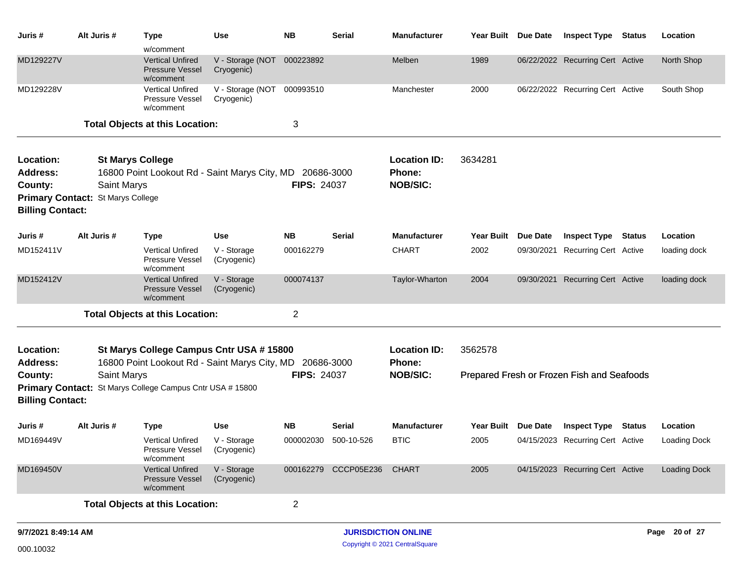| Juris # | Alt Juris # | Type | Use | NB | Serial | Manufacturer | Year Built | Due Date | Inspect Type | Status | Location |
|---|---|---|---|---|---|---|---|---|---|---|---|
| | | w/comment | | | | | | | | | |
| MD129227V | | Vertical Unfired Pressure Vessel w/comment | V - Storage (NOT Cryogenic) | 000223892 | | Melben | 1989 | 06/22/2022 | Recurring Cert | Active | North Shop |
| MD129228V | | Vertical Unfired Pressure Vessel w/comment | V - Storage (NOT Cryogenic) | 000993510 | | Manchester | 2000 | 06/22/2022 | Recurring Cert | Active | South Shop |

**Total Objects at this Location:** 3

---

**Location:** St Marys College
**Location ID:** 3634281
**Address:** 16800 Point Lookout Rd - Saint Marys City, MD 20686-3000
**Phone:**
**County:** Saint Marys
**FIPS:** 24037
**NOB/SIC:**
**Primary Contact:** St Marys College
**Billing Contact:**

| Juris # | Alt Juris # | Type | Use | NB | Serial | Manufacturer | Year Built | Due Date | Inspect Type | Status | Location |
|---|---|---|---|---|---|---|---|---|---|---|---|
| MD152411V | | Vertical Unfired Pressure Vessel w/comment | V - Storage (Cryogenic) | 000162279 | | CHART | 2002 | 09/30/2021 | Recurring Cert | Active | loading dock |
| MD152412V | | Vertical Unfired Pressure Vessel w/comment | V - Storage (Cryogenic) | 000074137 | | Taylor-Wharton | 2004 | 09/30/2021 | Recurring Cert | Active | loading dock |

**Total Objects at this Location:** 2

---

**Location:** St Marys College Campus Cntr USA # 15800
**Location ID:** 3562578
**Address:** 16800 Point Lookout Rd - Saint Marys City, MD 20686-3000
**Phone:**
**County:** Saint Marys
**FIPS:** 24037
**NOB/SIC:** Prepared Fresh or Frozen Fish and Seafoods
**Primary Contact:** St Marys College Campus Cntr USA # 15800
**Billing Contact:**

| Juris # | Alt Juris # | Type | Use | NB | Serial | Manufacturer | Year Built | Due Date | Inspect Type | Status | Location |
|---|---|---|---|---|---|---|---|---|---|---|---|
| MD169449V | | Vertical Unfired Pressure Vessel w/comment | V - Storage (Cryogenic) | 000002030 | 500-10-526 | BTIC | 2005 | 04/15/2023 | Recurring Cert | Active | Loading Dock |
| MD169450V | | Vertical Unfired Pressure Vessel w/comment | V - Storage (Cryogenic) | 000162279 | CCCP05E236 | CHART | 2005 | 04/15/2023 | Recurring Cert | Active | Loading Dock |

**Total Objects at this Location:** 2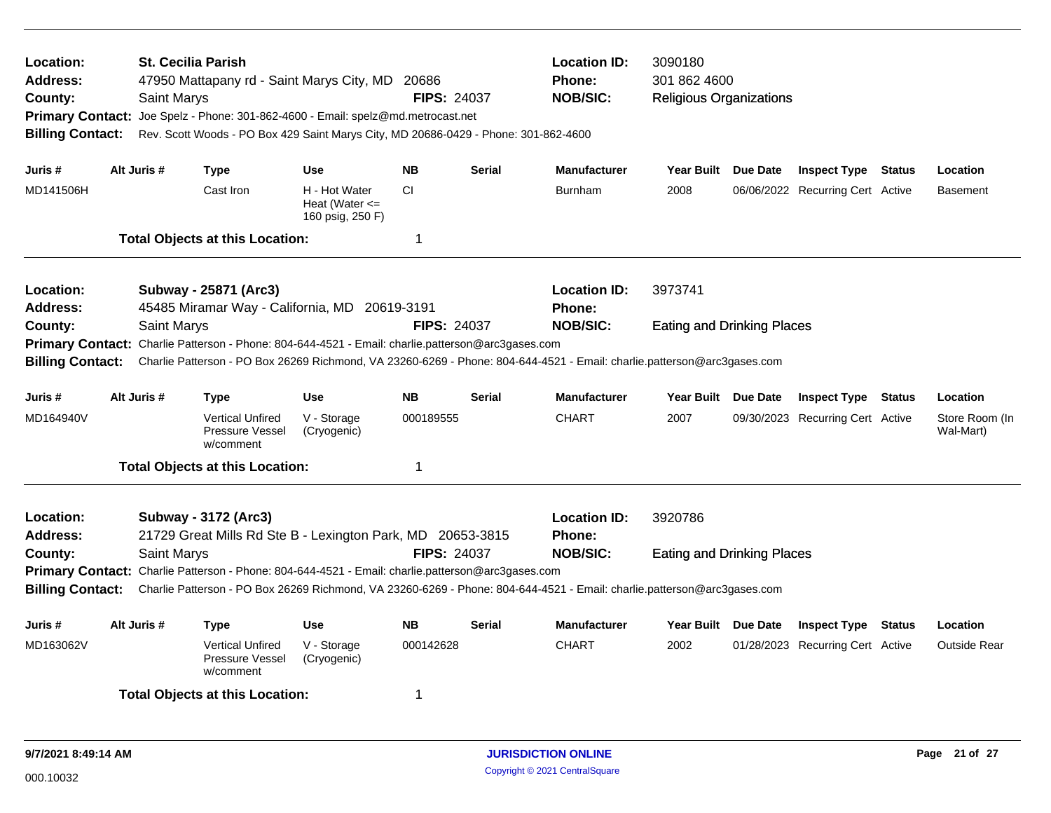**Location:** St. Cecilia Parish
**Address:** 47950 Mattapany rd - Saint Marys City, MD 20686
**County:** Saint Marys
**FIPS:** 24037
**Location ID:** 3090180
**Phone:** 301 862 4600
**NOB/SIC:** Religious Organizations
**Primary Contact:** Joe Spelz - Phone: 301-862-4600 - Email: spelz@md.metrocast.net
**Billing Contact:** Rev. Scott Woods - PO Box 429 Saint Marys City, MD 20686-0429 - Phone: 301-862-4600

| Juris # | Alt Juris # | Type | Use | NB | Serial | Manufacturer | Year Built | Due Date | Inspect Type | Status | Location |
|---|---|---|---|---|---|---|---|---|---|---|---|
| MD141506H | | Cast Iron | H - Hot Water Heat (Water <= 160 psig, 250 F) | CI | | Burnham | 2008 | 06/06/2022 | Recurring Cert | Active | Basement |

**Total Objects at this Location:** 1

---

**Location:** Subway - 25871 (Arc3)
**Address:** 45485 Miramar Way - California, MD 20619-3191
**County:** Saint Marys
**FIPS:** 24037
**Location ID:** 3973741
**Phone:**
**NOB/SIC:** Eating and Drinking Places
**Primary Contact:** Charlie Patterson - Phone: 804-644-4521 - Email: charlie.patterson@arc3gases.com
**Billing Contact:** Charlie Patterson - PO Box 26269 Richmond, VA 23260-6269 - Phone: 804-644-4521 - Email: charlie.patterson@arc3gases.com

| Juris # | Alt Juris # | Type | Use | NB | Serial | Manufacturer | Year Built | Due Date | Inspect Type | Status | Location |
|---|---|---|---|---|---|---|---|---|---|---|---|
| MD164940V | | Vertical Unfired Pressure Vessel w/comment | V - Storage (Cryogenic) | 000189555 | | CHART | 2007 | 09/30/2023 | Recurring Cert | Active | Store Room (In Wal-Mart) |

**Total Objects at this Location:** 1

---

**Location:** Subway - 3172 (Arc3)
**Address:** 21729 Great Mills Rd Ste B - Lexington Park, MD 20653-3815
**County:** Saint Marys
**FIPS:** 24037
**Location ID:** 3920786
**Phone:**
**NOB/SIC:** Eating and Drinking Places
**Primary Contact:** Charlie Patterson - Phone: 804-644-4521 - Email: charlie.patterson@arc3gases.com
**Billing Contact:** Charlie Patterson - PO Box 26269 Richmond, VA 23260-6269 - Phone: 804-644-4521 - Email: charlie.patterson@arc3gases.com

| Juris # | Alt Juris # | Type | Use | NB | Serial | Manufacturer | Year Built | Due Date | Inspect Type | Status | Location |
|---|---|---|---|---|---|---|---|---|---|---|---|
| MD163062V | | Vertical Unfired Pressure Vessel w/comment | V - Storage (Cryogenic) | 000142628 | | CHART | 2002 | 01/28/2023 | Recurring Cert | Active | Outside Rear |

**Total Objects at this Location:** 1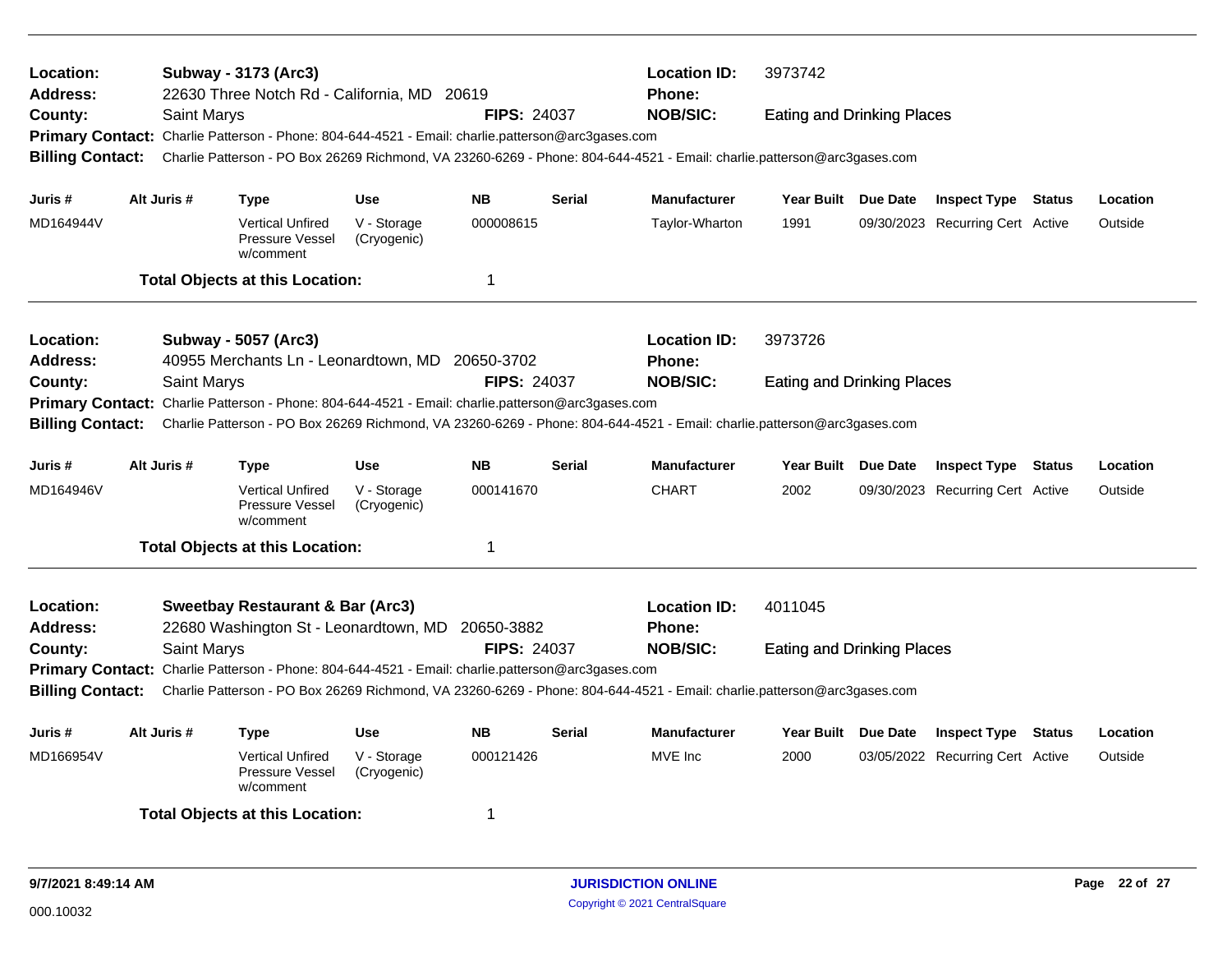**Location:** Subway - 3173 (Arc3) **Location ID:** 3973742
**Address:** 22630 Three Notch Rd - California, MD 20619 **Phone:**
**County:** Saint Marys **FIPS:** 24037 **NOB/SIC:** Eating and Drinking Places
**Primary Contact:** Charlie Patterson - Phone: 804-644-4521 - Email: charlie.patterson@arc3gases.com
**Billing Contact:** Charlie Patterson - PO Box 26269 Richmond, VA 23260-6269 - Phone: 804-644-4521 - Email: charlie.patterson@arc3gases.com

| Juris # | Alt Juris # | Type | Use | NB | Serial | Manufacturer | Year Built | Due Date | Inspect Type | Status | Location |
|---|---|---|---|---|---|---|---|---|---|---|---|
| MD164944V | | Vertical Unfired Pressure Vessel w/comment | V - Storage (Cryogenic) | 000008615 | | Taylor-Wharton | 1991 | 09/30/2023 | Recurring Cert | Active | Outside |

**Total Objects at this Location:** 1

---

**Location:** Subway - 5057 (Arc3) **Location ID:** 3973726
**Address:** 40955 Merchants Ln - Leonardtown, MD 20650-3702 **Phone:**
**County:** Saint Marys **FIPS:** 24037 **NOB/SIC:** Eating and Drinking Places
**Primary Contact:** Charlie Patterson - Phone: 804-644-4521 - Email: charlie.patterson@arc3gases.com
**Billing Contact:** Charlie Patterson - PO Box 26269 Richmond, VA 23260-6269 - Phone: 804-644-4521 - Email: charlie.patterson@arc3gases.com

| Juris # | Alt Juris # | Type | Use | NB | Serial | Manufacturer | Year Built | Due Date | Inspect Type | Status | Location |
|---|---|---|---|---|---|---|---|---|---|---|---|
| MD164946V | | Vertical Unfired Pressure Vessel w/comment | V - Storage (Cryogenic) | 000141670 | | CHART | 2002 | 09/30/2023 | Recurring Cert | Active | Outside |

**Total Objects at this Location:** 1

---

**Location:** Sweetbay Restaurant & Bar (Arc3) **Location ID:** 4011045
**Address:** 22680 Washington St - Leonardtown, MD 20650-3882 **Phone:**
**County:** Saint Marys **FIPS:** 24037 **NOB/SIC:** Eating and Drinking Places
**Primary Contact:** Charlie Patterson - Phone: 804-644-4521 - Email: charlie.patterson@arc3gases.com
**Billing Contact:** Charlie Patterson - PO Box 26269 Richmond, VA 23260-6269 - Phone: 804-644-4521 - Email: charlie.patterson@arc3gases.com

| Juris # | Alt Juris # | Type | Use | NB | Serial | Manufacturer | Year Built | Due Date | Inspect Type | Status | Location |
|---|---|---|---|---|---|---|---|---|---|---|---|
| MD166954V | | Vertical Unfired Pressure Vessel w/comment | V - Storage (Cryogenic) | 000121426 | | MVE Inc | 2000 | 03/05/2022 | Recurring Cert | Active | Outside |

**Total Objects at this Location:** 1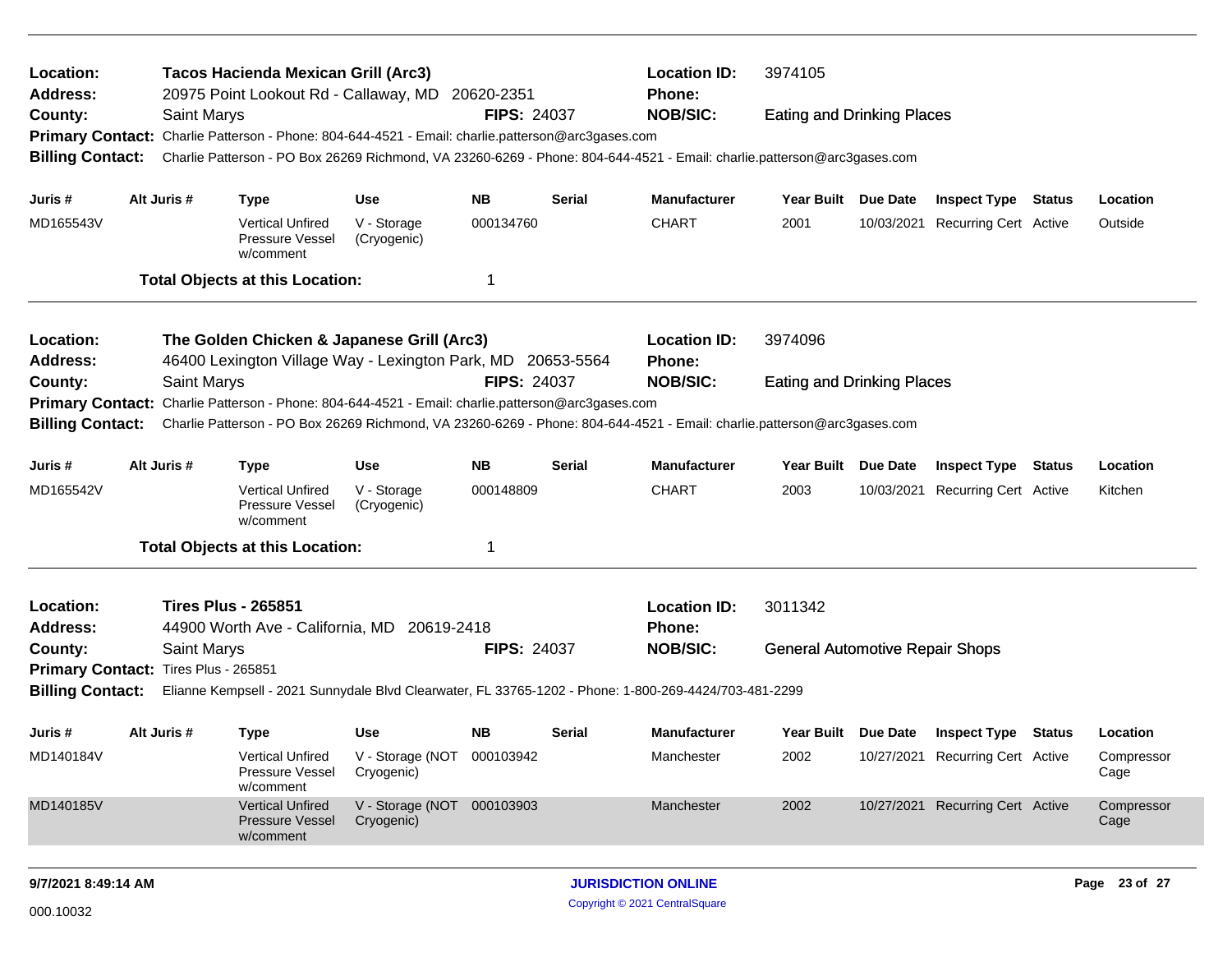**Location:** Tacos Hacienda Mexican Grill (Arc3) **Location ID:** 3974105
**Address:** 20975 Point Lookout Rd - Callaway, MD 20620-2351 **Phone:**
**County:** Saint Marys **FIPS:** 24037 **NOB/SIC:** Eating and Drinking Places
**Primary Contact:** Charlie Patterson - Phone: 804-644-4521 - Email: charlie.patterson@arc3gases.com
**Billing Contact:** Charlie Patterson - PO Box 26269 Richmond, VA 23260-6269 - Phone: 804-644-4521 - Email: charlie.patterson@arc3gases.com

| Juris # | Alt Juris # | Type | Use | NB | Serial | Manufacturer | Year Built | Due Date | Inspect Type | Status | Location |
|---|---|---|---|---|---|---|---|---|---|---|---|
| MD165543V | | Vertical Unfired Pressure Vessel w/comment | V - Storage (Cryogenic) | 000134760 | | CHART | 2001 | 10/03/2021 | Recurring Cert | Active | Outside |

**Total Objects at this Location:** 1

---

**Location:** The Golden Chicken & Japanese Grill (Arc3) **Location ID:** 3974096
**Address:** 46400 Lexington Village Way - Lexington Park, MD 20653-5564 **Phone:**
**County:** Saint Marys **FIPS:** 24037 **NOB/SIC:** Eating and Drinking Places
**Primary Contact:** Charlie Patterson - Phone: 804-644-4521 - Email: charlie.patterson@arc3gases.com
**Billing Contact:** Charlie Patterson - PO Box 26269 Richmond, VA 23260-6269 - Phone: 804-644-4521 - Email: charlie.patterson@arc3gases.com

| Juris # | Alt Juris # | Type | Use | NB | Serial | Manufacturer | Year Built | Due Date | Inspect Type | Status | Location |
|---|---|---|---|---|---|---|---|---|---|---|---|
| MD165542V | | Vertical Unfired Pressure Vessel w/comment | V - Storage (Cryogenic) | 000148809 | | CHART | 2003 | 10/03/2021 | Recurring Cert | Active | Kitchen |

**Total Objects at this Location:** 1

---

**Location:** Tires Plus - 265851 **Location ID:** 3011342
**Address:** 44900 Worth Ave - California, MD 20619-2418 **Phone:**
**County:** Saint Marys **FIPS:** 24037 **NOB/SIC:** General Automotive Repair Shops
**Primary Contact:** Tires Plus - 265851
**Billing Contact:** Elianne Kempsell - 2021 Sunnydale Blvd Clearwater, FL 33765-1202 - Phone: 1-800-269-4424/703-481-2299

| Juris # | Alt Juris # | Type | Use | NB | Serial | Manufacturer | Year Built | Due Date | Inspect Type | Status | Location |
|---|---|---|---|---|---|---|---|---|---|---|---|
| MD140184V | | Vertical Unfired Pressure Vessel w/comment | V - Storage (NOT Cryogenic) | 000103942 | | Manchester | 2002 | 10/27/2021 | Recurring Cert | Active | Compressor Cage |
| MD140185V | | Vertical Unfired Pressure Vessel w/comment | V - Storage (NOT Cryogenic) | 000103903 | | Manchester | 2002 | 10/27/2021 | Recurring Cert | Active | Compressor Cage |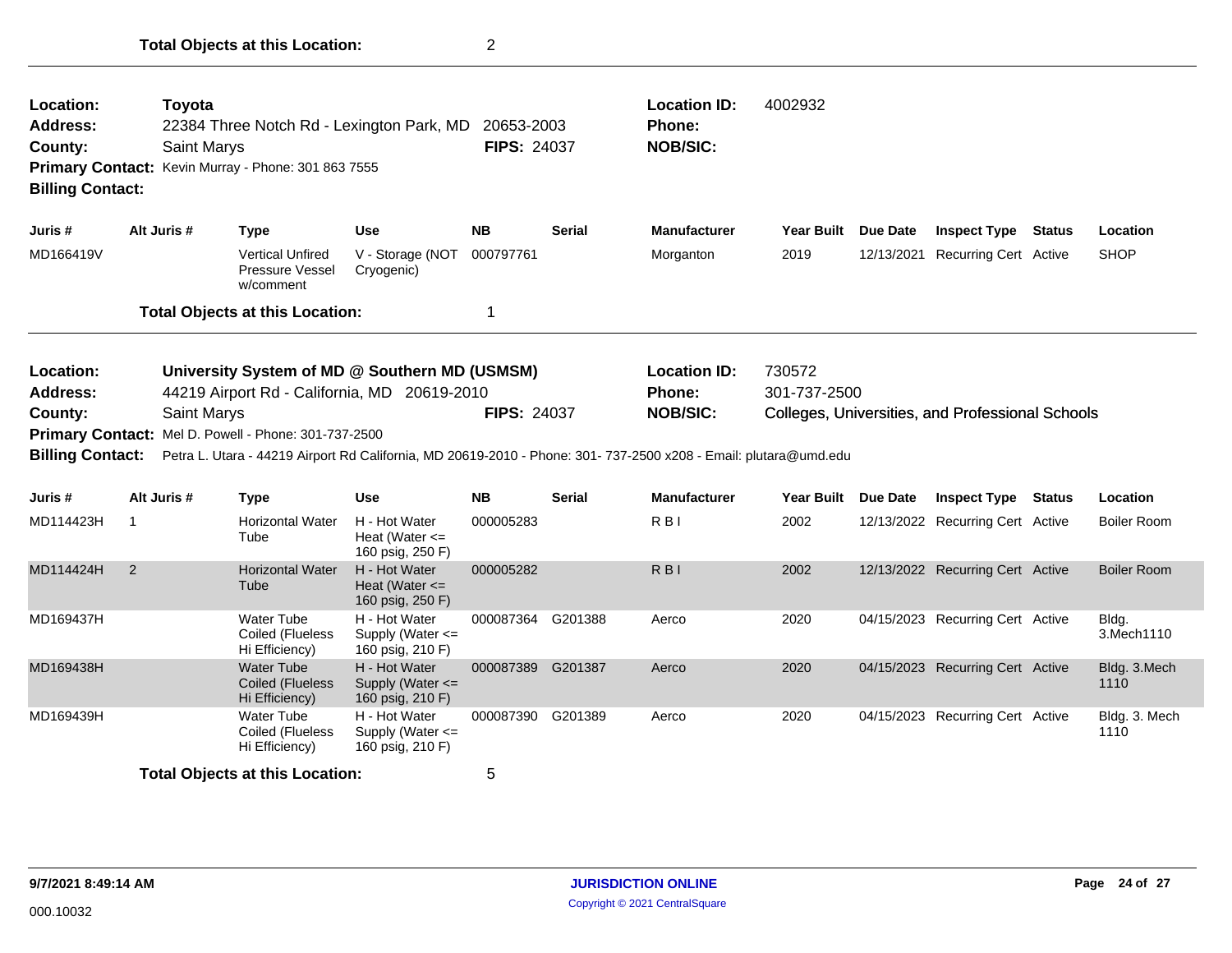**Total Objects at this Location:** 2

---

**Location:** Toyota | **Location ID:** 4002932
**Address:** 22384 Three Notch Rd - Lexington Park, MD 20653-2003 | **Phone:**
**County:** Saint Marys | **FIPS:** 24037 | **NOB/SIC:**
**Primary Contact:** Kevin Murray - Phone: 301 863 7555
**Billing Contact:**

| Juris # | Alt Juris # | Type | Use | NB | Serial | Manufacturer | Year Built | Due Date | Inspect Type | Status | Location |
|---|---|---|---|---|---|---|---|---|---|---|---|
| MD166419V | | Vertical Unfired Pressure Vessel w/comment | V - Storage (NOT Cryogenic) | 000797761 | | Morganton | 2019 | 12/13/2021 | Recurring Cert | Active | SHOP |

**Total Objects at this Location:** 1

---

**Location:** University System of MD @ Southern MD (USMSM) | **Location ID:** 730572
**Address:** 44219 Airport Rd - California, MD 20619-2010 | **Phone:** 301-737-2500
**County:** Saint Marys | **FIPS:** 24037 | **NOB/SIC:** Colleges, Universities, and Professional Schools
**Primary Contact:** Mel D. Powell - Phone: 301-737-2500
**Billing Contact:** Petra L. Utara - 44219 Airport Rd California, MD 20619-2010 - Phone: 301- 737-2500 x208 - Email: plutara@umd.edu

| Juris # | Alt Juris # | Type | Use | NB | Serial | Manufacturer | Year Built | Due Date | Inspect Type | Status | Location |
|---|---|---|---|---|---|---|---|---|---|---|---|
| MD114423H | 1 | Horizontal Water Tube | H - Hot Water Heat (Water <= 160 psig, 250 F) | 000005283 | | R B I | 2002 | 12/13/2022 | Recurring Cert | Active | Boiler Room |
| MD114424H | 2 | Horizontal Water Tube | H - Hot Water Heat (Water <= 160 psig, 250 F) | 000005282 | | R B I | 2002 | 12/13/2022 | Recurring Cert | Active | Boiler Room |
| MD169437H | | Water Tube Coiled (Flueless Hi Efficiency) | H - Hot Water Supply (Water <= 160 psig, 210 F) | 000087364 | G201388 | Aerco | 2020 | 04/15/2023 | Recurring Cert | Active | Bldg. 3.Mech1110 |
| MD169438H | | Water Tube Coiled (Flueless Hi Efficiency) | H - Hot Water Supply (Water <= 160 psig, 210 F) | 000087389 | G201387 | Aerco | 2020 | 04/15/2023 | Recurring Cert | Active | Bldg. 3.Mech 1110 |
| MD169439H | | Water Tube Coiled (Flueless Hi Efficiency) | H - Hot Water Supply (Water <= 160 psig, 210 F) | 000087390 | G201389 | Aerco | 2020 | 04/15/2023 | Recurring Cert | Active | Bldg. 3. Mech 1110 |

**Total Objects at this Location:** 5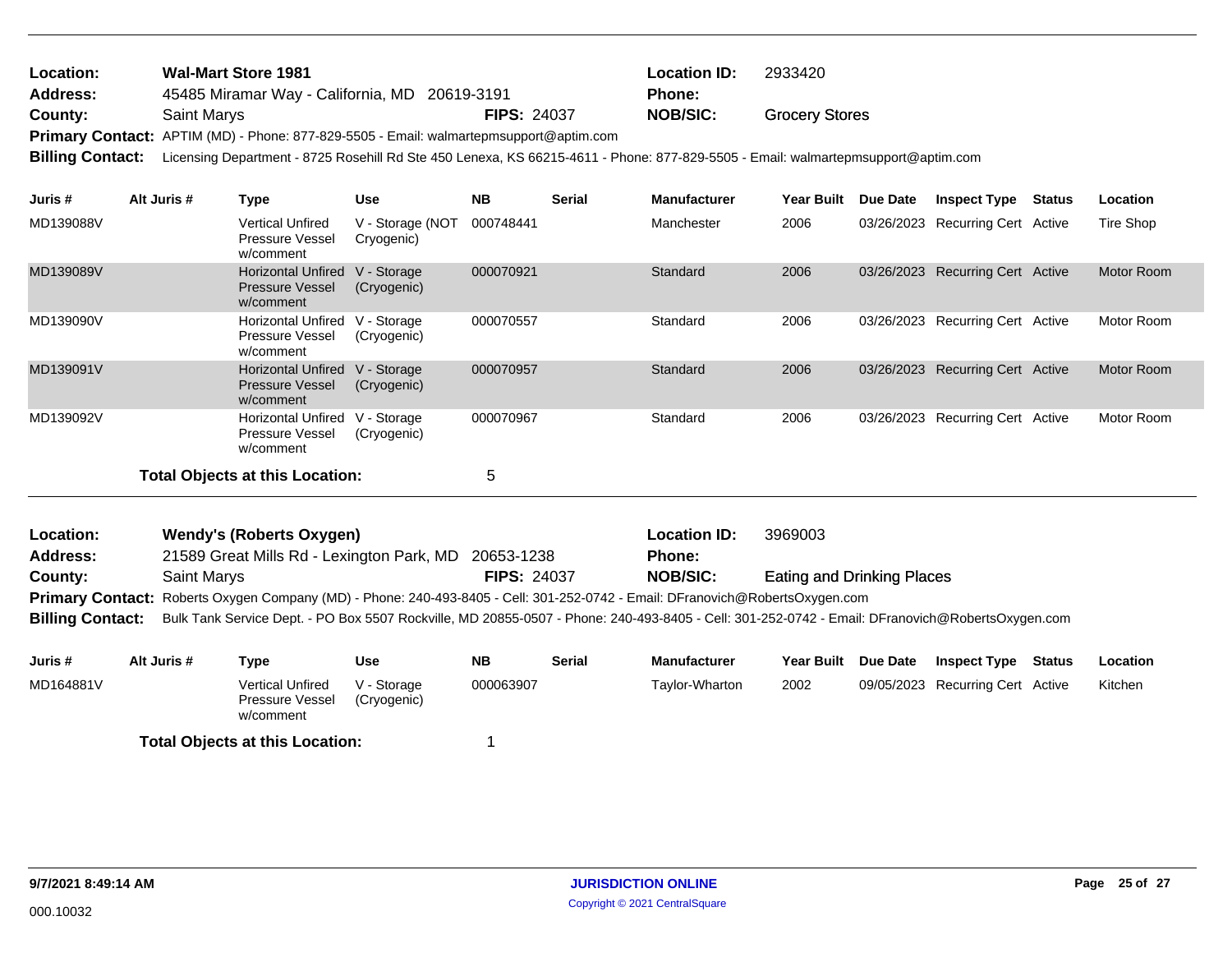**Location:** Wal-Mart Store 1981 | **Location ID:** 2933420
**Address:** 45485 Miramar Way - California, MD 20619-3191 | **Phone:**
**County:** Saint Marys | **FIPS:** 24037 | **NOB/SIC:** Grocery Stores
**Primary Contact:** APTIM (MD) - Phone: 877-829-5505 - Email: walmartepmsupport@aptim.com
**Billing Contact:** Licensing Department - 8725 Rosehill Rd Ste 450 Lenexa, KS 66215-4611 - Phone: 877-829-5505 - Email: walmartepmsupport@aptim.com

| Juris # | Alt Juris # | Type | Use | NB | Serial | Manufacturer | Year Built | Due Date | Inspect Type | Status | Location |
|---|---|---|---|---|---|---|---|---|---|---|---|
| MD139088V | | Vertical Unfired Pressure Vessel w/comment | V - Storage (NOT Cryogenic) | 000748441 | | Manchester | 2006 | 03/26/2023 | Recurring Cert | Active | Tire Shop |
| MD139089V | | Horizontal Unfired Pressure Vessel w/comment | V - Storage (Cryogenic) | 000070921 | | Standard | 2006 | 03/26/2023 | Recurring Cert | Active | Motor Room |
| MD139090V | | Horizontal Unfired Pressure Vessel w/comment | V - Storage (Cryogenic) | 000070557 | | Standard | 2006 | 03/26/2023 | Recurring Cert | Active | Motor Room |
| MD139091V | | Horizontal Unfired Pressure Vessel w/comment | V - Storage (Cryogenic) | 000070957 | | Standard | 2006 | 03/26/2023 | Recurring Cert | Active | Motor Room |
| MD139092V | | Horizontal Unfired Pressure Vessel w/comment | V - Storage (Cryogenic) | 000070967 | | Standard | 2006 | 03/26/2023 | Recurring Cert | Active | Motor Room |

**Total Objects at this Location:** 5

---

**Location:** Wendy's (Roberts Oxygen) | **Location ID:** 3969003
**Address:** 21589 Great Mills Rd - Lexington Park, MD 20653-1238 | **Phone:**
**County:** Saint Marys | **FIPS:** 24037 | **NOB/SIC:** Eating and Drinking Places
**Primary Contact:** Roberts Oxygen Company (MD) - Phone: 240-493-8405 - Cell: 301-252-0742 - Email: DFranovich@RobertsOxygen.com
**Billing Contact:** Bulk Tank Service Dept. - PO Box 5507 Rockville, MD 20855-0507 - Phone: 240-493-8405 - Cell: 301-252-0742 - Email: DFranovich@RobertsOxygen.com

| Juris # | Alt Juris # | Type | Use | NB | Serial | Manufacturer | Year Built | Due Date | Inspect Type | Status | Location |
|---|---|---|---|---|---|---|---|---|---|---|---|
| MD164881V | | Vertical Unfired Pressure Vessel w/comment | V - Storage (Cryogenic) | 000063907 | | Taylor-Wharton | 2002 | 09/05/2023 | Recurring Cert | Active | Kitchen |

**Total Objects at this Location:** 1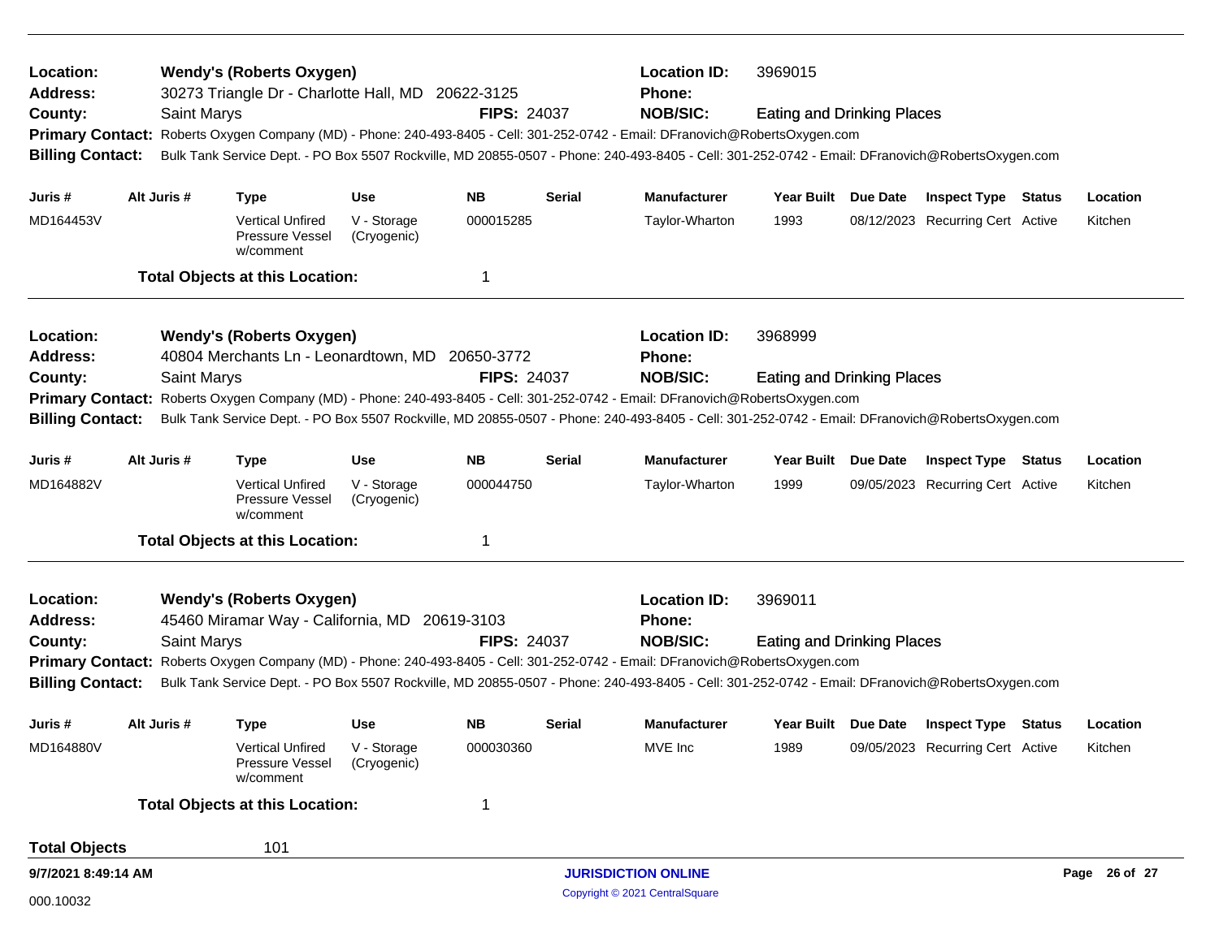**Location:** Wendy's (Roberts Oxygen) **Location ID:** 3969015
**Address:** 30273 Triangle Dr - Charlotte Hall, MD 20622-3125 **Phone:**
**County:** Saint Marys **FIPS:** 24037 **NOB/SIC:** Eating and Drinking Places
**Primary Contact:** Roberts Oxygen Company (MD) - Phone: 240-493-8405 - Cell: 301-252-0742 - Email: DFranovich@RobertsOxygen.com
**Billing Contact:** Bulk Tank Service Dept. - PO Box 5507 Rockville, MD 20855-0507 - Phone: 240-493-8405 - Cell: 301-252-0742 - Email: DFranovich@RobertsOxygen.com

| Juris # | Alt Juris # | Type | Use | NB | Serial | Manufacturer | Year Built | Due Date | Inspect Type | Status | Location |
|---|---|---|---|---|---|---|---|---|---|---|---|
| MD164453V | | Vertical Unfired Pressure Vessel w/comment | V - Storage (Cryogenic) | 000015285 | | Taylor-Wharton | 1993 | 08/12/2023 | Recurring Cert | Active | Kitchen |

**Total Objects at this Location:** 1

---

**Location:** Wendy's (Roberts Oxygen) **Location ID:** 3968999
**Address:** 40804 Merchants Ln - Leonardtown, MD 20650-3772 **Phone:**
**County:** Saint Marys **FIPS:** 24037 **NOB/SIC:** Eating and Drinking Places
**Primary Contact:** Roberts Oxygen Company (MD) - Phone: 240-493-8405 - Cell: 301-252-0742 - Email: DFranovich@RobertsOxygen.com
**Billing Contact:** Bulk Tank Service Dept. - PO Box 5507 Rockville, MD 20855-0507 - Phone: 240-493-8405 - Cell: 301-252-0742 - Email: DFranovich@RobertsOxygen.com

| Juris # | Alt Juris # | Type | Use | NB | Serial | Manufacturer | Year Built | Due Date | Inspect Type | Status | Location |
|---|---|---|---|---|---|---|---|---|---|---|---|
| MD164882V | | Vertical Unfired Pressure Vessel w/comment | V - Storage (Cryogenic) | 000044750 | | Taylor-Wharton | 1999 | 09/05/2023 | Recurring Cert | Active | Kitchen |

**Total Objects at this Location:** 1

---

**Location:** Wendy's (Roberts Oxygen) **Location ID:** 3969011
**Address:** 45460 Miramar Way - California, MD 20619-3103 **Phone:**
**County:** Saint Marys **FIPS:** 24037 **NOB/SIC:** Eating and Drinking Places
**Primary Contact:** Roberts Oxygen Company (MD) - Phone: 240-493-8405 - Cell: 301-252-0742 - Email: DFranovich@RobertsOxygen.com
**Billing Contact:** Bulk Tank Service Dept. - PO Box 5507 Rockville, MD 20855-0507 - Phone: 240-493-8405 - Cell: 301-252-0742 - Email: DFranovich@RobertsOxygen.com

| Juris # | Alt Juris # | Type | Use | NB | Serial | Manufacturer | Year Built | Due Date | Inspect Type | Status | Location |
|---|---|---|---|---|---|---|---|---|---|---|---|
| MD164880V | | Vertical Unfired Pressure Vessel w/comment | V - Storage (Cryogenic) | 000030360 | | MVE Inc | 1989 | 09/05/2023 | Recurring Cert | Active | Kitchen |

**Total Objects at this Location:** 1

**Total Objects** 101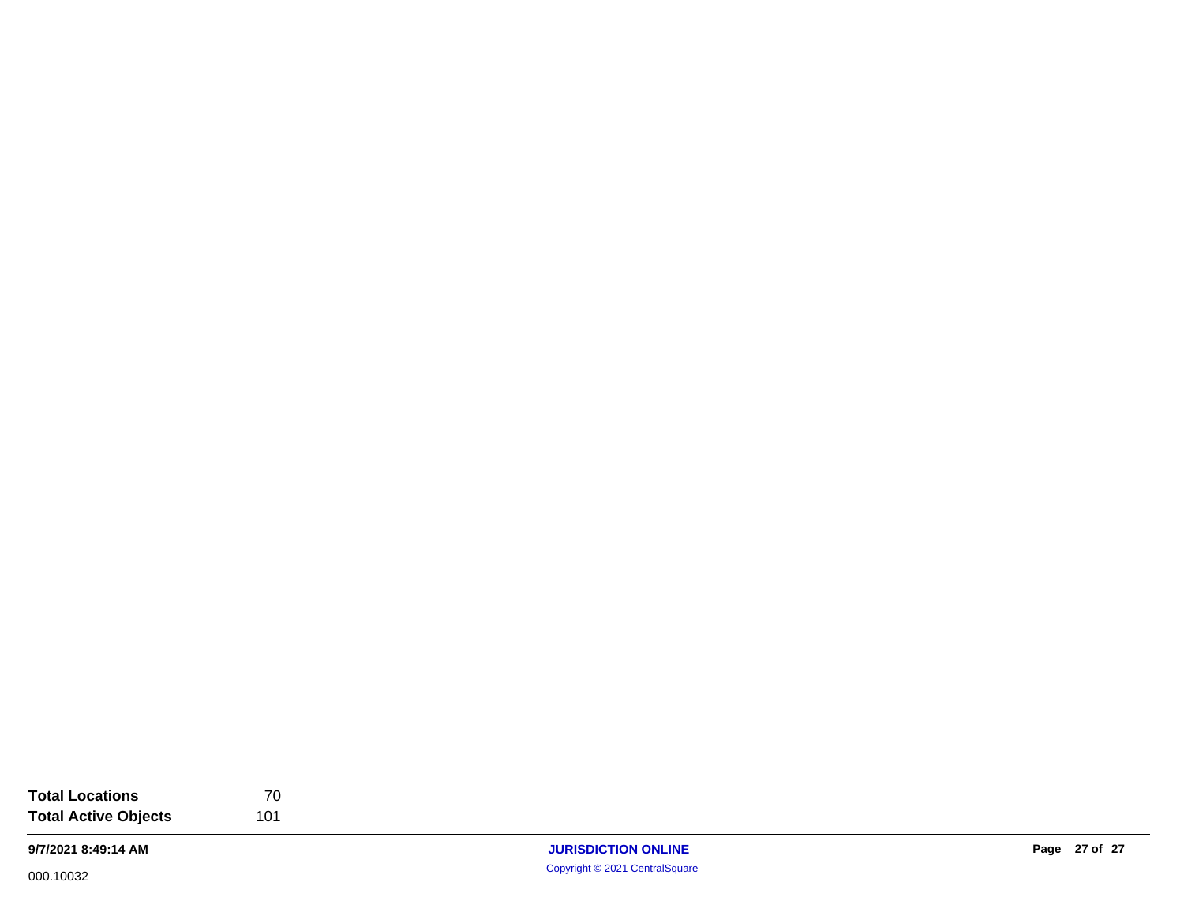| | |
|---|---|
| **Total Locations** | 70 |
| **Total Active Objects** | 101 |